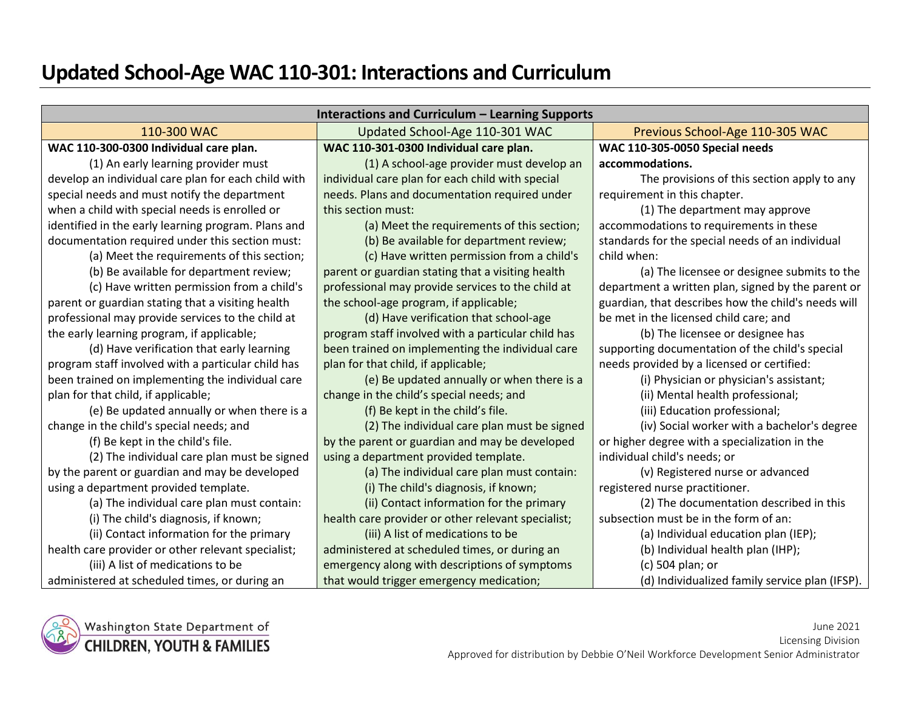# Updated School-Age WAC 110-301: Interactions and Curriculum

| Interactions and Curriculum – Learning Supports | | |
|---|---|---|
| 110-300 WAC | Updated School-Age 110-301 WAC | Previous School-Age 110-305 WAC |
| **WAC 110-300-0300 Individual care plan.**<br>(1) An early learning provider must develop an individual care plan for each child with special needs and must notify the department when a child with special needs is enrolled or identified in the early learning program. Plans and documentation required under this section must:<br>(a) Meet the requirements of this section;<br>(b) Be available for department review;<br>(c) Have written permission from a child's parent or guardian stating that a visiting health professional may provide services to the child at the early learning program, if applicable;<br>(d) Have verification that early learning program staff involved with a particular child has been trained on implementing the individual care plan for that child, if applicable;<br>(e) Be updated annually or when there is a change in the child's special needs; and<br>(f) Be kept in the child's file.<br>(2) The individual care plan must be signed by the parent or guardian and may be developed using a department provided template.<br>(a) The individual care plan must contain:<br>(i) The child's diagnosis, if known;<br>(ii) Contact information for the primary health care provider or other relevant specialist;<br>(iii) A list of medications to be administered at scheduled times, or during an | **WAC 110-301-0300 Individual care plan.**<br>(1) A school-age provider must develop an individual care plan for each child with special needs. Plans and documentation required under this section must:<br>(a) Meet the requirements of this section;<br>(b) Be available for department review;<br>(c) Have written permission from a child's parent or guardian stating that a visiting health professional may provide services to the child at the school-age program, if applicable;<br>(d) Have verification that school-age program staff involved with a particular child has been trained on implementing the individual care plan for that child, if applicable;<br>(e) Be updated annually or when there is a change in the child's special needs; and<br>(f) Be kept in the child's file.<br>(2) The individual care plan must be signed by the parent or guardian and may be developed using a department provided template.<br>(a) The individual care plan must contain:<br>(i) The child's diagnosis, if known;<br>(ii) Contact information for the primary health care provider or other relevant specialist;<br>(iii) A list of medications to be administered at scheduled times, or during an emergency along with descriptions of symptoms that would trigger emergency medication; | **WAC 110-305-0050 Special needs accommodations.**<br>The provisions of this section apply to any requirement in this chapter.<br>(1) The department may approve accommodations to requirements in these standards for the special needs of an individual child when:<br>(a) The licensee or designee submits to the department a written plan, signed by the parent or guardian, that describes how the child's needs will be met in the licensed child care; and<br>(b) The licensee or designee has supporting documentation of the child's special needs provided by a licensed or certified:<br>(i) Physician or physician's assistant;<br>(ii) Mental health professional;<br>(iii) Education professional;<br>(iv) Social worker with a bachelor's degree or higher degree with a specialization in the individual child's needs; or<br>(v) Registered nurse or advanced registered nurse practitioner.<br>(2) The documentation described in this subsection must be in the form of an:<br>(a) Individual education plan (IEP);<br>(b) Individual health plan (IHP);<br>(c) 504 plan; or<br>(d) Individualized family service plan (IFSP). |

Washington State Department of CHILDREN, YOUTH & FAMILIES

June 2021
Licensing Division
Approved for distribution by Debbie O'Neil Workforce Development Senior Administrator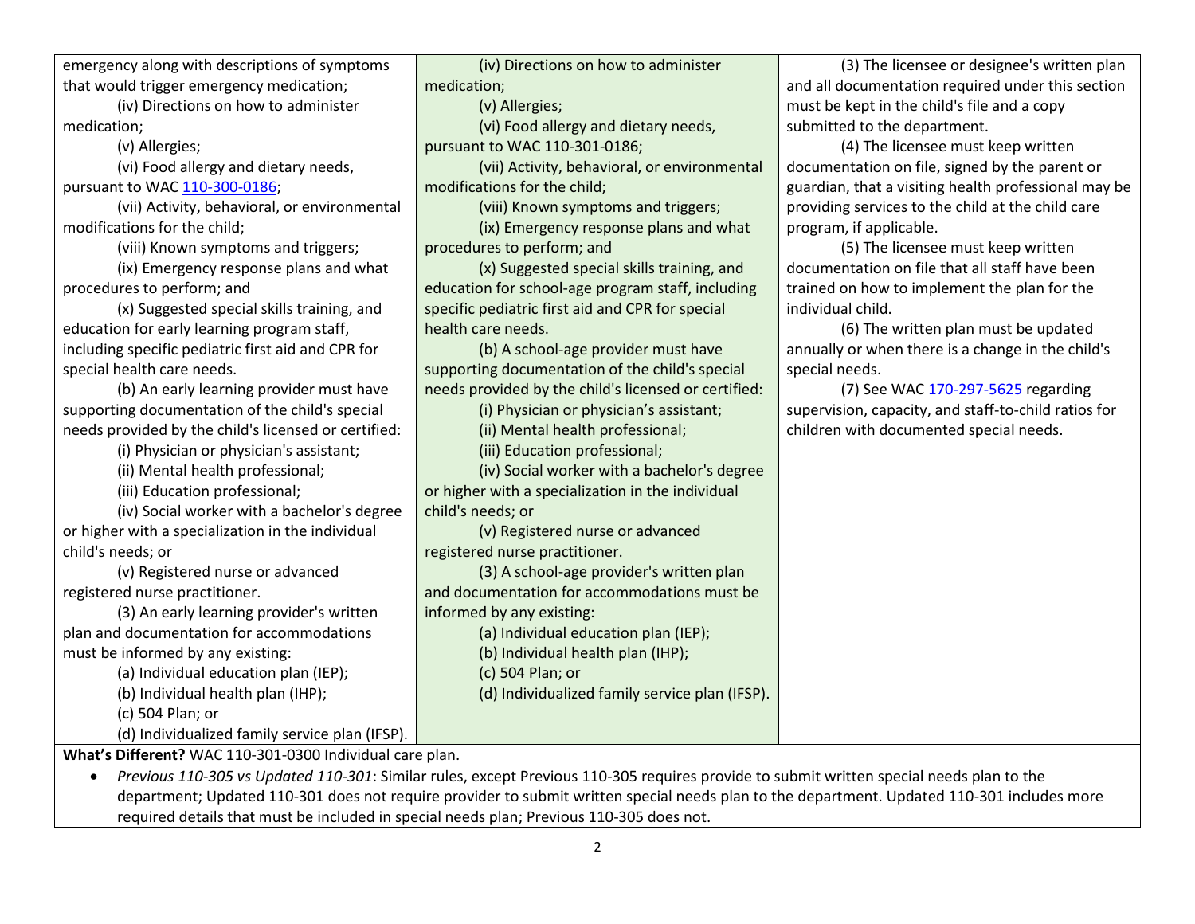| | | |
|---|---|---|
| emergency along with descriptions of symptoms that would trigger emergency medication;<br>(iv) Directions on how to administer medication;<br>(v) Allergies;<br>(vi) Food allergy and dietary needs, pursuant to WAC 110-300-0186;<br>(vii) Activity, behavioral, or environmental modifications for the child;<br>(viii) Known symptoms and triggers;<br>(ix) Emergency response plans and what procedures to perform; and<br>(x) Suggested special skills training, and education for early learning program staff, including specific pediatric first aid and CPR for special health care needs.<br>(b) An early learning provider must have supporting documentation of the child's special needs provided by the child's licensed or certified:<br>(i) Physician or physician's assistant;<br>(ii) Mental health professional;<br>(iii) Education professional;<br>(iv) Social worker with a bachelor's degree or higher with a specialization in the individual child's needs; or<br>(v) Registered nurse or advanced registered nurse practitioner.<br>(3) An early learning provider's written plan and documentation for accommodations must be informed by any existing:<br>(a) Individual education plan (IEP);<br>(b) Individual health plan (IHP);<br>(c) 504 Plan; or<br>(d) Individualized family service plan (IFSP). | (iv) Directions on how to administer medication;<br>(v) Allergies;<br>(vi) Food allergy and dietary needs, pursuant to WAC 110-301-0186;<br>(vii) Activity, behavioral, or environmental modifications for the child;<br>(viii) Known symptoms and triggers;<br>(ix) Emergency response plans and what procedures to perform; and<br>(x) Suggested special skills training, and education for school-age program staff, including specific pediatric first aid and CPR for special health care needs.<br>(b) A school-age provider must have supporting documentation of the child's special needs provided by the child's licensed or certified:<br>(i) Physician or physician's assistant;<br>(ii) Mental health professional;<br>(iii) Education professional;<br>(iv) Social worker with a bachelor's degree or higher with a specialization in the individual child's needs; or<br>(v) Registered nurse or advanced registered nurse practitioner.<br>(3) A school-age provider's written plan and documentation for accommodations must be informed by any existing:<br>(a) Individual education plan (IEP);<br>(b) Individual health plan (IHP);<br>(c) 504 Plan; or<br>(d) Individualized family service plan (IFSP). | (3) The licensee or designee's written plan and all documentation required under this section must be kept in the child's file and a copy submitted to the department.<br>(4) The licensee must keep written documentation on file, signed by the parent or guardian, that a visiting health professional may be providing services to the child at the child care program, if applicable.<br>(5) The licensee must keep written documentation on file that all staff have been trained on how to implement the plan for the individual child.<br>(6) The written plan must be updated annually or when there is a change in the child's special needs.<br>(7) See WAC 170-297-5625 regarding supervision, capacity, and staff-to-child ratios for children with documented special needs. |

**What's Different?** WAC 110-301-0300 Individual care plan.

- *Previous 110-305 vs Updated 110-301*: Similar rules, except Previous 110-305 requires provide to submit written special needs plan to the department; Updated 110-301 does not require provider to submit written special needs plan to the department. Updated 110-301 includes more required details that must be included in special needs plan; Previous 110-305 does not.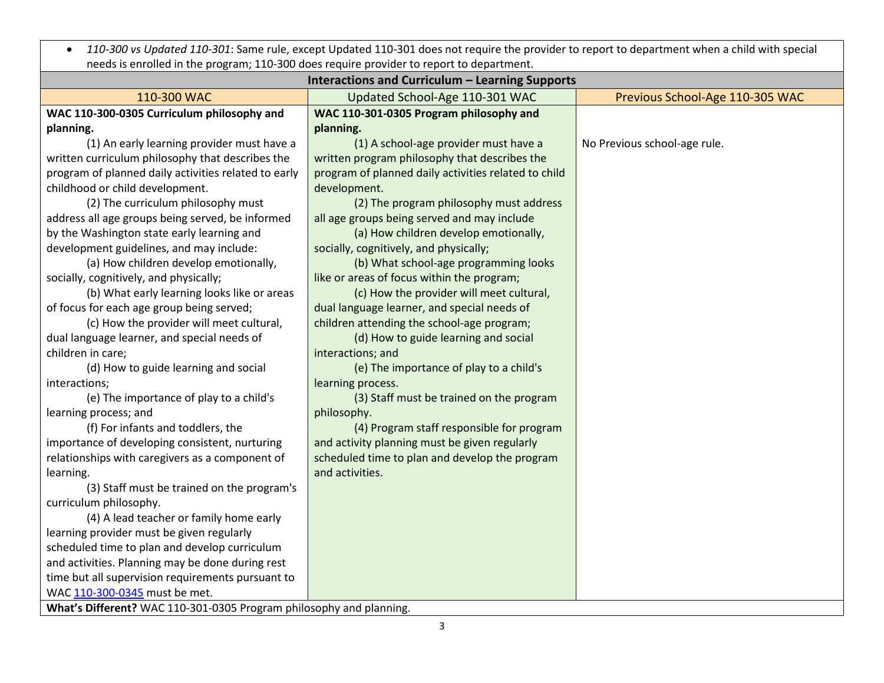- *110-300 vs Updated 110-301*: Same rule, except Updated 110-301 does not require the provider to report to department when a child with special needs is enrolled in the program; 110-300 does require provider to report to department.

**Interactions and Curriculum – Learning Supports**

| 110-300 WAC | Updated School-Age 110-301 WAC | Previous School-Age 110-305 WAC |
|---|---|---|
| **WAC 110-300-0305 Curriculum philosophy and planning.**<br>(1) An early learning provider must have a written curriculum philosophy that describes the program of planned daily activities related to early childhood or child development.<br>(2) The curriculum philosophy must address all age groups being served, be informed by the Washington state early learning and development guidelines, and may include:<br>(a) How children develop emotionally, socially, cognitively, and physically;<br>(b) What early learning looks like or areas of focus for each age group being served;<br>(c) How the provider will meet cultural, dual language learner, and special needs of children in care;<br>(d) How to guide learning and social interactions;<br>(e) The importance of play to a child's learning process; and<br>(f) For infants and toddlers, the importance of developing consistent, nurturing relationships with caregivers as a component of learning.<br>(3) Staff must be trained on the program's curriculum philosophy.<br>(4) A lead teacher or family home early learning provider must be given regularly scheduled time to plan and develop curriculum and activities. Planning may be done during rest time but all supervision requirements pursuant to WAC 110-300-0345 must be met. | **WAC 110-301-0305 Program philosophy and planning.**<br>(1) A school-age provider must have a written program philosophy that describes the program of planned daily activities related to child development.<br>(2) The program philosophy must address all age groups being served and may include<br>(a) How children develop emotionally, socially, cognitively, and physically;<br>(b) What school-age programming looks like or areas of focus within the program;<br>(c) How the provider will meet cultural, dual language learner, and special needs of children attending the school-age program;<br>(d) How to guide learning and social interactions; and<br>(e) The importance of play to a child's learning process.<br>(3) Staff must be trained on the program philosophy.<br>(4) Program staff responsible for program and activity planning must be given regularly scheduled time to plan and develop the program and activities. | No Previous school-age rule. |

**What's Different?** WAC 110-301-0305 Program philosophy and planning.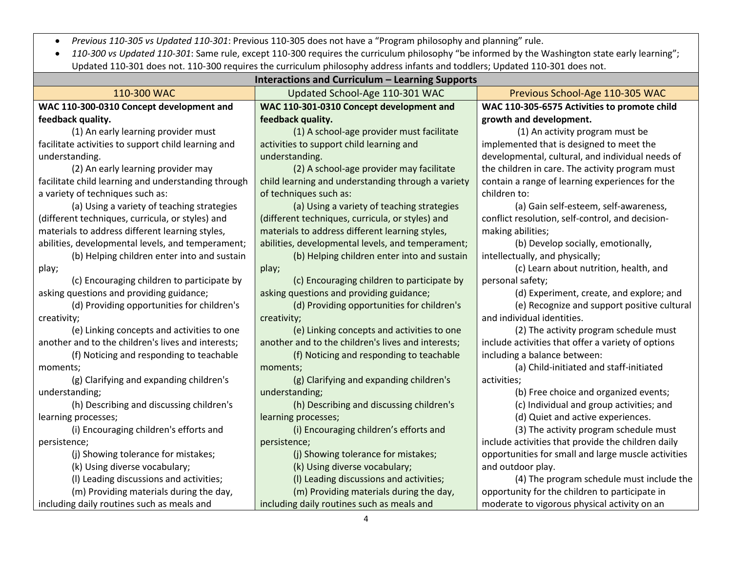- *Previous 110-305 vs Updated 110-301*: Previous 110-305 does not have a "Program philosophy and planning" rule.
- *110-300 vs Updated 110-301*: Same rule, except 110-300 requires the curriculum philosophy "be informed by the Washington state early learning"; Updated 110-301 does not. 110-300 requires the curriculum philosophy address infants and toddlers; Updated 110-301 does not.

| **Interactions and Curriculum – Learning Supports** | | |
|---|---|---|
| 110-300 WAC | Updated School-Age 110-301 WAC | Previous School-Age 110-305 WAC |
| **WAC 110-300-0310 Concept development and feedback quality.**<br>(1) An early learning provider must facilitate activities to support child learning and understanding.<br>(2) An early learning provider may facilitate child learning and understanding through a variety of techniques such as:<br>(a) Using a variety of teaching strategies (different techniques, curricula, or styles) and materials to address different learning styles, abilities, developmental levels, and temperament;<br>(b) Helping children enter into and sustain play;<br>(c) Encouraging children to participate by asking questions and providing guidance;<br>(d) Providing opportunities for children's creativity;<br>(e) Linking concepts and activities to one another and to the children's lives and interests;<br>(f) Noticing and responding to teachable moments;<br>(g) Clarifying and expanding children's understanding;<br>(h) Describing and discussing children's learning processes;<br>(i) Encouraging children's efforts and persistence;<br>(j) Showing tolerance for mistakes;<br>(k) Using diverse vocabulary;<br>(l) Leading discussions and activities;<br>(m) Providing materials during the day, including daily routines such as meals and | **WAC 110-301-0310 Concept development and feedback quality.**<br>(1) A school-age provider must facilitate activities to support child learning and understanding.<br>(2) A school-age provider may facilitate child learning and understanding through a variety of techniques such as:<br>(a) Using a variety of teaching strategies (different techniques, curricula, or styles) and materials to address different learning styles, abilities, developmental levels, and temperament;<br>(b) Helping children enter into and sustain play;<br>(c) Encouraging children to participate by asking questions and providing guidance;<br>(d) Providing opportunities for children's creativity;<br>(e) Linking concepts and activities to one another and to the children's lives and interests;<br>(f) Noticing and responding to teachable moments;<br>(g) Clarifying and expanding children's understanding;<br>(h) Describing and discussing children's learning processes;<br>(i) Encouraging children's efforts and persistence;<br>(j) Showing tolerance for mistakes;<br>(k) Using diverse vocabulary;<br>(l) Leading discussions and activities;<br>(m) Providing materials during the day, including daily routines such as meals and | **WAC 110-305-6575 Activities to promote child growth and development.**<br>(1) An activity program must be implemented that is designed to meet the developmental, cultural, and individual needs of the children in care. The activity program must contain a range of learning experiences for the children to:<br>(a) Gain self-esteem, self-awareness, conflict resolution, self-control, and decision-making abilities;<br>(b) Develop socially, emotionally, intellectually, and physically;<br>(c) Learn about nutrition, health, and personal safety;<br>(d) Experiment, create, and explore; and<br>(e) Recognize and support positive cultural and individual identities.<br>(2) The activity program schedule must include activities that offer a variety of options including a balance between:<br>(a) Child-initiated and staff-initiated activities;<br>(b) Free choice and organized events;<br>(c) Individual and group activities; and<br>(d) Quiet and active experiences.<br>(3) The activity program schedule must include activities that provide the children daily opportunities for small and large muscle activities and outdoor play.<br>(4) The program schedule must include the opportunity for the children to participate in moderate to vigorous physical activity on an |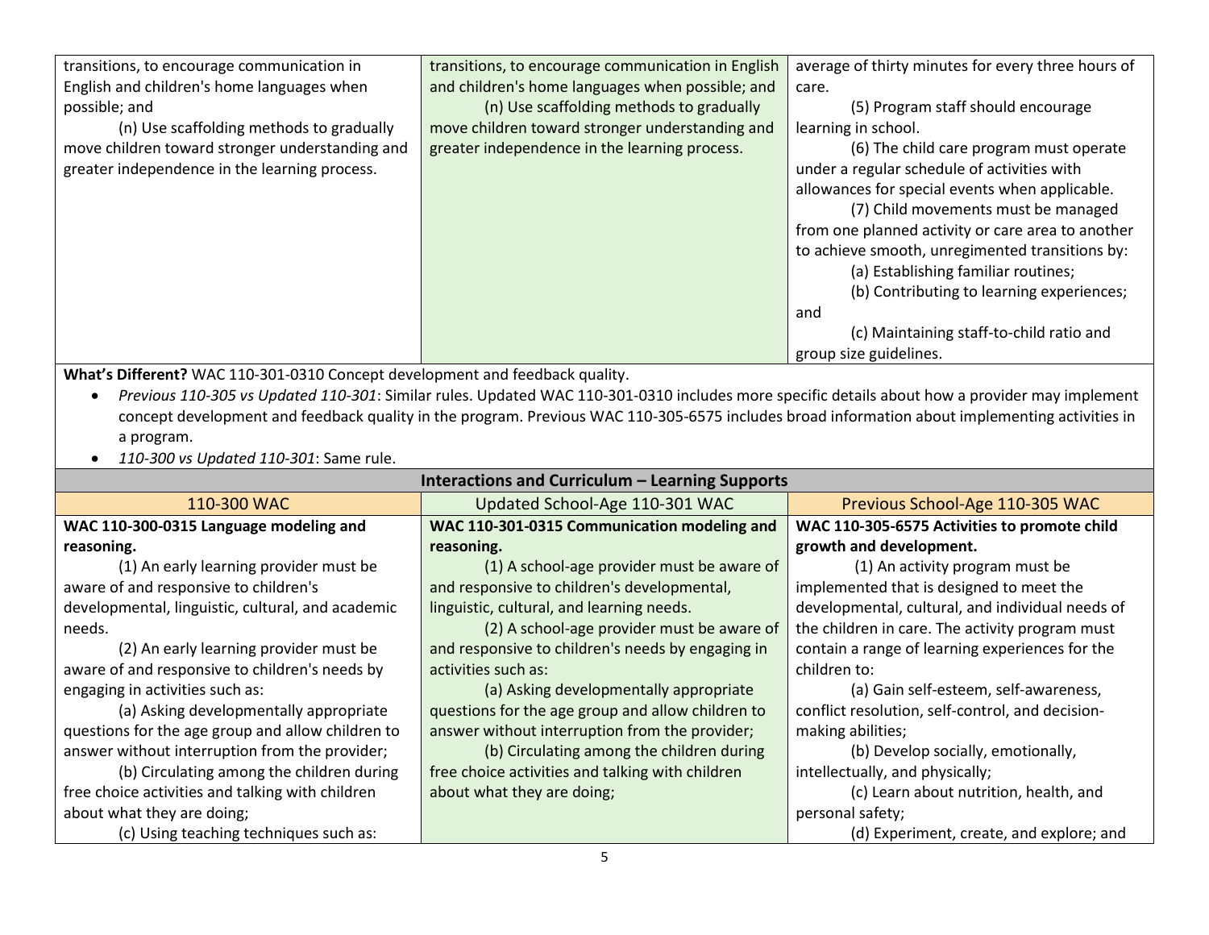| | | |
|---|---|---|
| transitions, to encourage communication in English and children's home languages when possible; and<br>(n) Use scaffolding methods to gradually move children toward stronger understanding and greater independence in the learning process. | transitions, to encourage communication in English and children's home languages when possible; and<br>(n) Use scaffolding methods to gradually move children toward stronger understanding and greater independence in the learning process. | average of thirty minutes for every three hours of care.<br>(5) Program staff should encourage learning in school.<br>(6) The child care program must operate under a regular schedule of activities with allowances for special events when applicable.<br>(7) Child movements must be managed from one planned activity or care area to another to achieve smooth, unregimented transitions by:<br>(a) Establishing familiar routines;<br>(b) Contributing to learning experiences; and<br>(c) Maintaining staff-to-child ratio and group size guidelines. |

**What's Different?** WAC 110-301-0310 Concept development and feedback quality.

- *Previous 110-305 vs Updated 110-301*: Similar rules. Updated WAC 110-301-0310 includes more specific details about how a provider may implement concept development and feedback quality in the program. Previous WAC 110-305-6575 includes broad information about implementing activities in a program.
- *110-300 vs Updated 110-301*: Same rule.

**Interactions and Curriculum – Learning Supports**

| 110-300 WAC | Updated School-Age 110-301 WAC | Previous School-Age 110-305 WAC |
|---|---|---|
| **WAC 110-300-0315 Language modeling and reasoning.**<br>(1) An early learning provider must be aware of and responsive to children's developmental, linguistic, cultural, and academic needs.<br>(2) An early learning provider must be aware of and responsive to children's needs by engaging in activities such as:<br>(a) Asking developmentally appropriate questions for the age group and allow children to answer without interruption from the provider;<br>(b) Circulating among the children during free choice activities and talking with children about what they are doing;<br>(c) Using teaching techniques such as: | **WAC 110-301-0315 Communication modeling and reasoning.**<br>(1) A school-age provider must be aware of and responsive to children's developmental, linguistic, cultural, and learning needs.<br>(2) A school-age provider must be aware of and responsive to children's needs by engaging in activities such as:<br>(a) Asking developmentally appropriate questions for the age group and allow children to answer without interruption from the provider;<br>(b) Circulating among the children during free choice activities and talking with children about what they are doing; | **WAC 110-305-6575 Activities to promote child growth and development.**<br>(1) An activity program must be implemented that is designed to meet the developmental, cultural, and individual needs of the children in care. The activity program must contain a range of learning experiences for the children to:<br>(a) Gain self-esteem, self-awareness, conflict resolution, self-control, and decision-making abilities;<br>(b) Develop socially, emotionally, intellectually, and physically;<br>(c) Learn about nutrition, health, and personal safety;<br>(d) Experiment, create, and explore; and |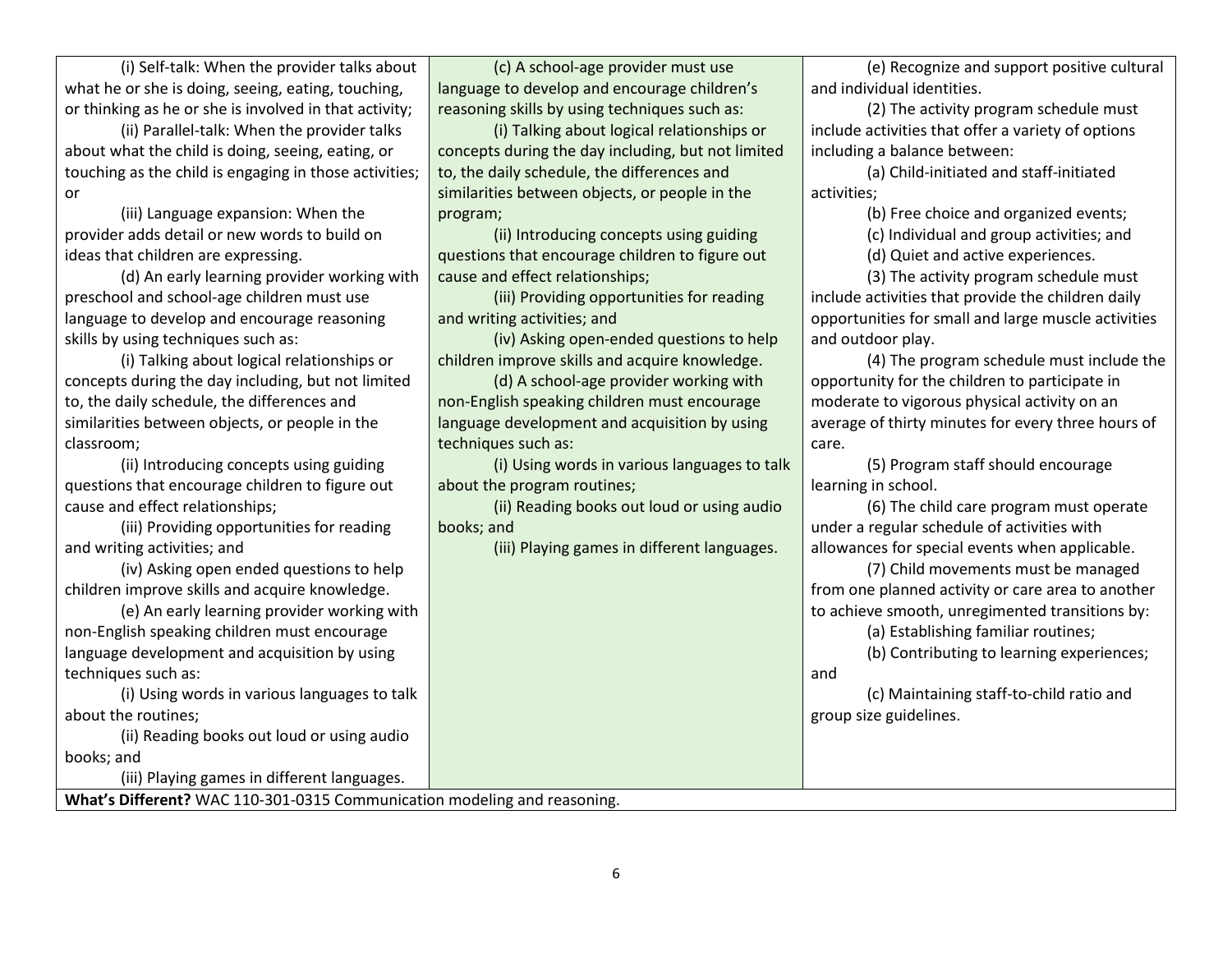| | | |
|---|---|---|
| (i) Self-talk: When the provider talks about what he or she is doing, seeing, eating, touching, or thinking as he or she is involved in that activity;<br>(ii) Parallel-talk: When the provider talks about what the child is doing, seeing, eating, or touching as the child is engaging in those activities; or<br>(iii) Language expansion: When the provider adds detail or new words to build on ideas that children are expressing.<br>(d) An early learning provider working with preschool and school-age children must use language to develop and encourage reasoning skills by using techniques such as:<br>(i) Talking about logical relationships or concepts during the day including, but not limited to, the daily schedule, the differences and similarities between objects, or people in the classroom;<br>(ii) Introducing concepts using guiding questions that encourage children to figure out cause and effect relationships;<br>(iii) Providing opportunities for reading and writing activities; and<br>(iv) Asking open ended questions to help children improve skills and acquire knowledge.<br>(e) An early learning provider working with non-English speaking children must encourage language development and acquisition by using techniques such as:<br>(i) Using words in various languages to talk about the routines;<br>(ii) Reading books out loud or using audio books; and<br>(iii) Playing games in different languages. | (c) A school-age provider must use language to develop and encourage children's reasoning skills by using techniques such as:<br>(i) Talking about logical relationships or concepts during the day including, but not limited to, the daily schedule, the differences and similarities between objects, or people in the program;<br>(ii) Introducing concepts using guiding questions that encourage children to figure out cause and effect relationships;<br>(iii) Providing opportunities for reading and writing activities; and<br>(iv) Asking open-ended questions to help children improve skills and acquire knowledge.<br>(d) A school-age provider working with non-English speaking children must encourage language development and acquisition by using techniques such as:<br>(i) Using words in various languages to talk about the program routines;<br>(ii) Reading books out loud or using audio books; and<br>(iii) Playing games in different languages. | (e) Recognize and support positive cultural and individual identities.<br>(2) The activity program schedule must include activities that offer a variety of options including a balance between:<br>(a) Child-initiated and staff-initiated activities;<br>(b) Free choice and organized events;<br>(c) Individual and group activities; and<br>(d) Quiet and active experiences.<br>(3) The activity program schedule must include activities that provide the children daily opportunities for small and large muscle activities and outdoor play.<br>(4) The program schedule must include the opportunity for the children to participate in moderate to vigorous physical activity on an average of thirty minutes for every three hours of care.<br>(5) Program staff should encourage learning in school.<br>(6) The child care program must operate under a regular schedule of activities with allowances for special events when applicable.<br>(7) Child movements must be managed from one planned activity or care area to another to achieve smooth, unregimented transitions by:<br>(a) Establishing familiar routines;<br>(b) Contributing to learning experiences; and<br>(c) Maintaining staff-to-child ratio and group size guidelines. |
| **What's Different?** WAC 110-301-0315 Communication modeling and reasoning. | | |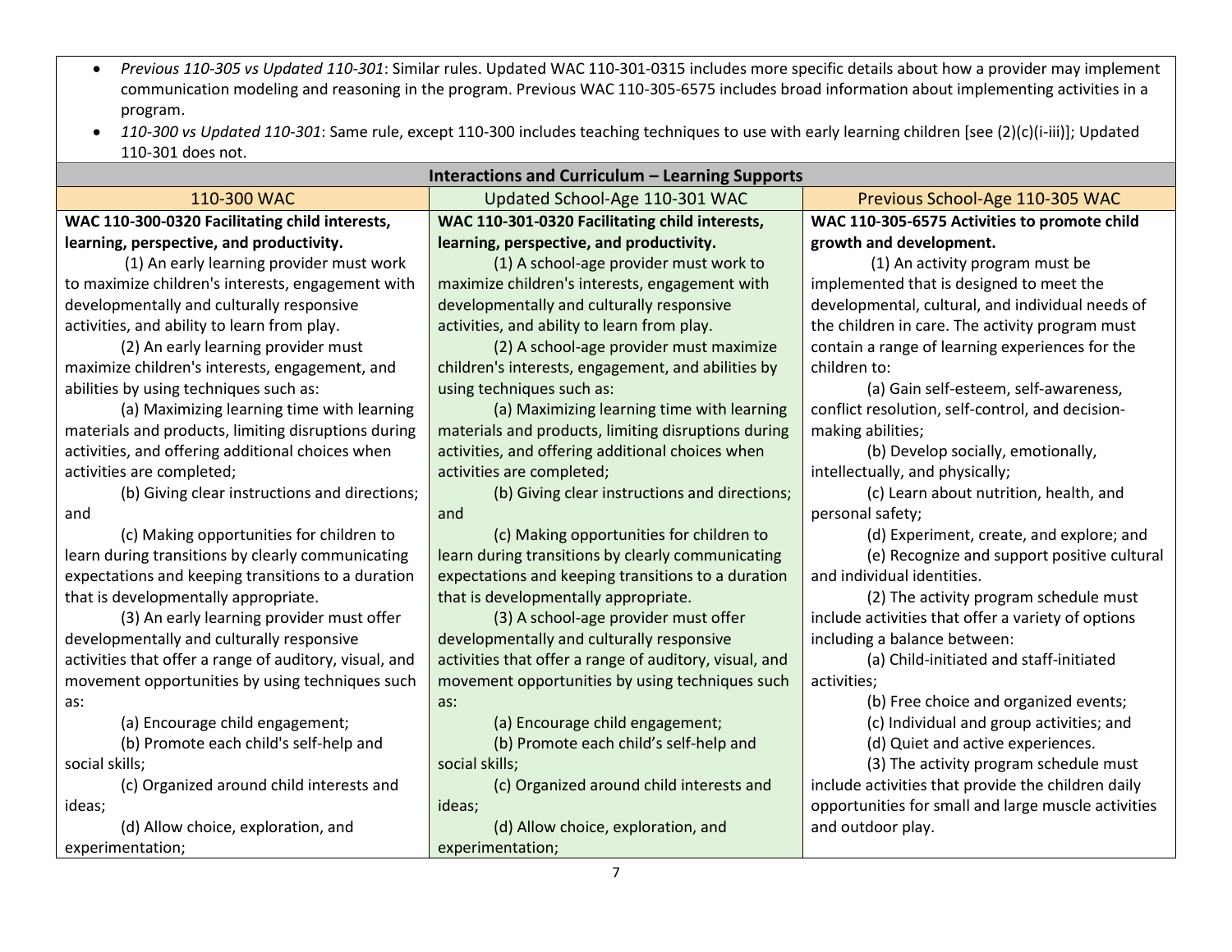- *Previous 110-305 vs Updated 110-301*: Similar rules. Updated WAC 110-301-0315 includes more specific details about how a provider may implement communication modeling and reasoning in the program. Previous WAC 110-305-6575 includes broad information about implementing activities in a program.
- *110-300 vs Updated 110-301*: Same rule, except 110-300 includes teaching techniques to use with early learning children [see (2)(c)(i-iii)]; Updated 110-301 does not.

| Interactions and Curriculum – Learning Supports | | |
|---|---|---|
| 110-300 WAC | Updated School-Age 110-301 WAC | Previous School-Age 110-305 WAC |
| **WAC 110-300-0320 Facilitating child interests, learning, perspective, and productivity.**<br>(1) An early learning provider must work to maximize children's interests, engagement with developmentally and culturally responsive activities, and ability to learn from play.<br>(2) An early learning provider must maximize children's interests, engagement, and abilities by using techniques such as:<br>(a) Maximizing learning time with learning materials and products, limiting disruptions during activities, and offering additional choices when activities are completed;<br>(b) Giving clear instructions and directions; and<br>(c) Making opportunities for children to learn during transitions by clearly communicating expectations and keeping transitions to a duration that is developmentally appropriate.<br>(3) An early learning provider must offer developmentally and culturally responsive activities that offer a range of auditory, visual, and movement opportunities by using techniques such as:<br>(a) Encourage child engagement;<br>(b) Promote each child's self-help and social skills;<br>(c) Organized around child interests and ideas;<br>(d) Allow choice, exploration, and experimentation; | **WAC 110-301-0320 Facilitating child interests, learning, perspective, and productivity.**<br>(1) A school-age provider must work to maximize children's interests, engagement with developmentally and culturally responsive activities, and ability to learn from play.<br>(2) A school-age provider must maximize children's interests, engagement, and abilities by using techniques such as:<br>(a) Maximizing learning time with learning materials and products, limiting disruptions during activities, and offering additional choices when activities are completed;<br>(b) Giving clear instructions and directions; and<br>(c) Making opportunities for children to learn during transitions by clearly communicating expectations and keeping transitions to a duration that is developmentally appropriate.<br>(3) A school-age provider must offer developmentally and culturally responsive activities that offer a range of auditory, visual, and movement opportunities by using techniques such as:<br>(a) Encourage child engagement;<br>(b) Promote each child's self-help and social skills;<br>(c) Organized around child interests and ideas;<br>(d) Allow choice, exploration, and experimentation; | **WAC 110-305-6575 Activities to promote child growth and development.**<br>(1) An activity program must be implemented that is designed to meet the developmental, cultural, and individual needs of the children in care. The activity program must contain a range of learning experiences for the children to:<br>(a) Gain self-esteem, self-awareness, conflict resolution, self-control, and decision-making abilities;<br>(b) Develop socially, emotionally, intellectually, and physically;<br>(c) Learn about nutrition, health, and personal safety;<br>(d) Experiment, create, and explore; and<br>(e) Recognize and support positive cultural and individual identities.<br>(2) The activity program schedule must include activities that offer a variety of options including a balance between:<br>(a) Child-initiated and staff-initiated activities;<br>(b) Free choice and organized events;<br>(c) Individual and group activities; and<br>(d) Quiet and active experiences.<br>(3) The activity program schedule must include activities that provide the children daily opportunities for small and large muscle activities and outdoor play. |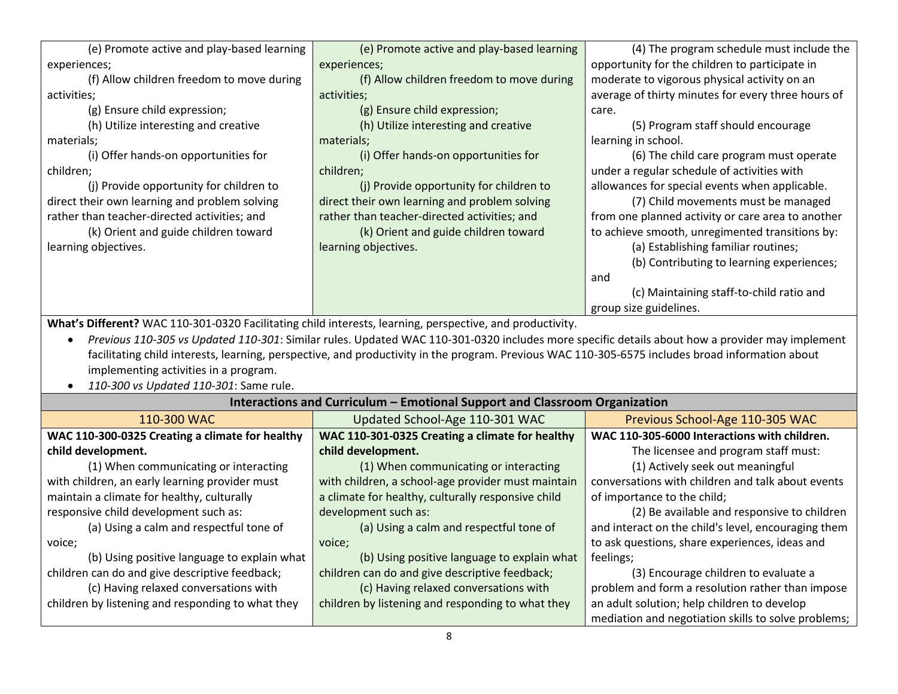| | | |
|---|---|---|
| (e) Promote active and play-based learning experiences;<br>(f) Allow children freedom to move during activities;<br>(g) Ensure child expression;<br>(h) Utilize interesting and creative materials;<br>(i) Offer hands-on opportunities for children;<br>(j) Provide opportunity for children to direct their own learning and problem solving rather than teacher-directed activities; and<br>(k) Orient and guide children toward learning objectives. | (e) Promote active and play-based learning experiences;<br>(f) Allow children freedom to move during activities;<br>(g) Ensure child expression;<br>(h) Utilize interesting and creative materials;<br>(i) Offer hands-on opportunities for children;<br>(j) Provide opportunity for children to direct their own learning and problem solving rather than teacher-directed activities; and<br>(k) Orient and guide children toward learning objectives. | (4) The program schedule must include the opportunity for the children to participate in moderate to vigorous physical activity on an average of thirty minutes for every three hours of care.<br>(5) Program staff should encourage learning in school.<br>(6) The child care program must operate under a regular schedule of activities with allowances for special events when applicable.<br>(7) Child movements must be managed from one planned activity or care area to another to achieve smooth, unregimented transitions by:<br>(a) Establishing familiar routines;<br>(b) Contributing to learning experiences; and<br>(c) Maintaining staff-to-child ratio and group size guidelines. |

**What's Different?** WAC 110-301-0320 Facilitating child interests, learning, perspective, and productivity.

- *Previous 110-305 vs Updated 110-301*: Similar rules. Updated WAC 110-301-0320 includes more specific details about how a provider may implement facilitating child interests, learning, perspective, and productivity in the program. Previous WAC 110-305-6575 includes broad information about implementing activities in a program.
- *110-300 vs Updated 110-301*: Same rule.

**Interactions and Curriculum – Emotional Support and Classroom Organization**

| 110-300 WAC | Updated School-Age 110-301 WAC | Previous School-Age 110-305 WAC |
|---|---|---|
| **WAC 110-300-0325 Creating a climate for healthy child development.**<br>(1) When communicating or interacting with children, an early learning provider must maintain a climate for healthy, culturally responsive child development such as:<br>(a) Using a calm and respectful tone of voice;<br>(b) Using positive language to explain what children can do and give descriptive feedback;<br>(c) Having relaxed conversations with children by listening and responding to what they | **WAC 110-301-0325 Creating a climate for healthy child development.**<br>(1) When communicating or interacting with children, a school-age provider must maintain a climate for healthy, culturally responsive child development such as:<br>(a) Using a calm and respectful tone of voice;<br>(b) Using positive language to explain what children can do and give descriptive feedback;<br>(c) Having relaxed conversations with children by listening and responding to what they | **WAC 110-305-6000 Interactions with children.**<br>The licensee and program staff must:<br>(1) Actively seek out meaningful conversations with children and talk about events of importance to the child;<br>(2) Be available and responsive to children and interact on the child's level, encouraging them to ask questions, share experiences, ideas and feelings;<br>(3) Encourage children to evaluate a problem and form a resolution rather than impose an adult solution; help children to develop mediation and negotiation skills to solve problems; |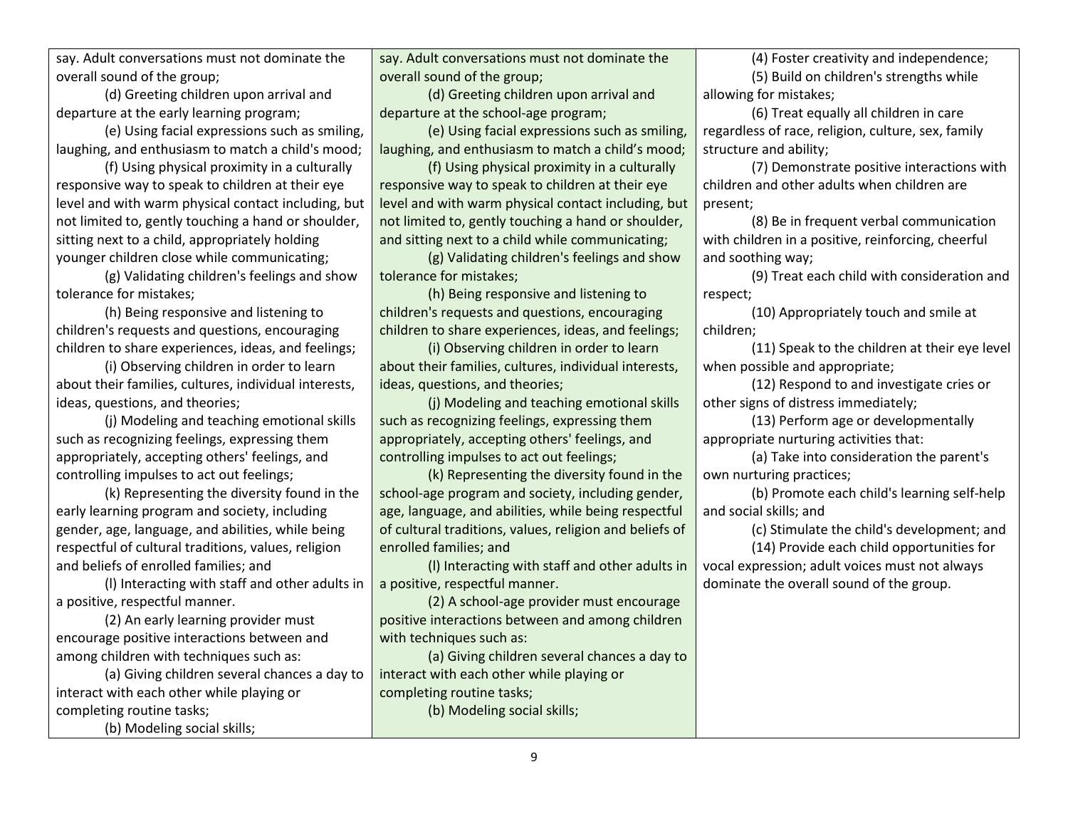| | | |
|---|---|---|
| say. Adult conversations must not dominate the overall sound of the group;<br>(d) Greeting children upon arrival and departure at the early learning program;<br>(e) Using facial expressions such as smiling, laughing, and enthusiasm to match a child's mood;<br>(f) Using physical proximity in a culturally responsive way to speak to children at their eye level and with warm physical contact including, but not limited to, gently touching a hand or shoulder, sitting next to a child, appropriately holding younger children close while communicating;<br>(g) Validating children's feelings and show tolerance for mistakes;<br>(h) Being responsive and listening to children's requests and questions, encouraging children to share experiences, ideas, and feelings;<br>(i) Observing children in order to learn about their families, cultures, individual interests, ideas, questions, and theories;<br>(j) Modeling and teaching emotional skills such as recognizing feelings, expressing them appropriately, accepting others' feelings, and controlling impulses to act out feelings;<br>(k) Representing the diversity found in the early learning program and society, including gender, age, language, and abilities, while being respectful of cultural traditions, values, religion and beliefs of enrolled families; and<br>(l) Interacting with staff and other adults in a positive, respectful manner.<br>(2) An early learning provider must encourage positive interactions between and among children with techniques such as:<br>(a) Giving children several chances a day to interact with each other while playing or completing routine tasks;<br>(b) Modeling social skills; | say. Adult conversations must not dominate the overall sound of the group;<br>(d) Greeting children upon arrival and departure at the school-age program;<br>(e) Using facial expressions such as smiling, laughing, and enthusiasm to match a child's mood;<br>(f) Using physical proximity in a culturally responsive way to speak to children at their eye level and with warm physical contact including, but not limited to, gently touching a hand or shoulder, and sitting next to a child while communicating;<br>(g) Validating children's feelings and show tolerance for mistakes;<br>(h) Being responsive and listening to children's requests and questions, encouraging children to share experiences, ideas, and feelings;<br>(i) Observing children in order to learn about their families, cultures, individual interests, ideas, questions, and theories;<br>(j) Modeling and teaching emotional skills such as recognizing feelings, expressing them appropriately, accepting others' feelings, and controlling impulses to act out feelings;<br>(k) Representing the diversity found in the school-age program and society, including gender, age, language, and abilities, while being respectful of cultural traditions, values, religion and beliefs of enrolled families; and<br>(l) Interacting with staff and other adults in a positive, respectful manner.<br>(2) A school-age provider must encourage positive interactions between and among children with techniques such as:<br>(a) Giving children several chances a day to interact with each other while playing or completing routine tasks;<br>(b) Modeling social skills; | (4) Foster creativity and independence;<br>(5) Build on children's strengths while allowing for mistakes;<br>(6) Treat equally all children in care regardless of race, religion, culture, sex, family structure and ability;<br>(7) Demonstrate positive interactions with children and other adults when children are present;<br>(8) Be in frequent verbal communication with children in a positive, reinforcing, cheerful and soothing way;<br>(9) Treat each child with consideration and respect;<br>(10) Appropriately touch and smile at children;<br>(11) Speak to the children at their eye level when possible and appropriate;<br>(12) Respond to and investigate cries or other signs of distress immediately;<br>(13) Perform age or developmentally appropriate nurturing activities that:<br>(a) Take into consideration the parent's own nurturing practices;<br>(b) Promote each child's learning self-help and social skills; and<br>(c) Stimulate the child's development; and<br>(14) Provide each child opportunities for vocal expression; adult voices must not always dominate the overall sound of the group. |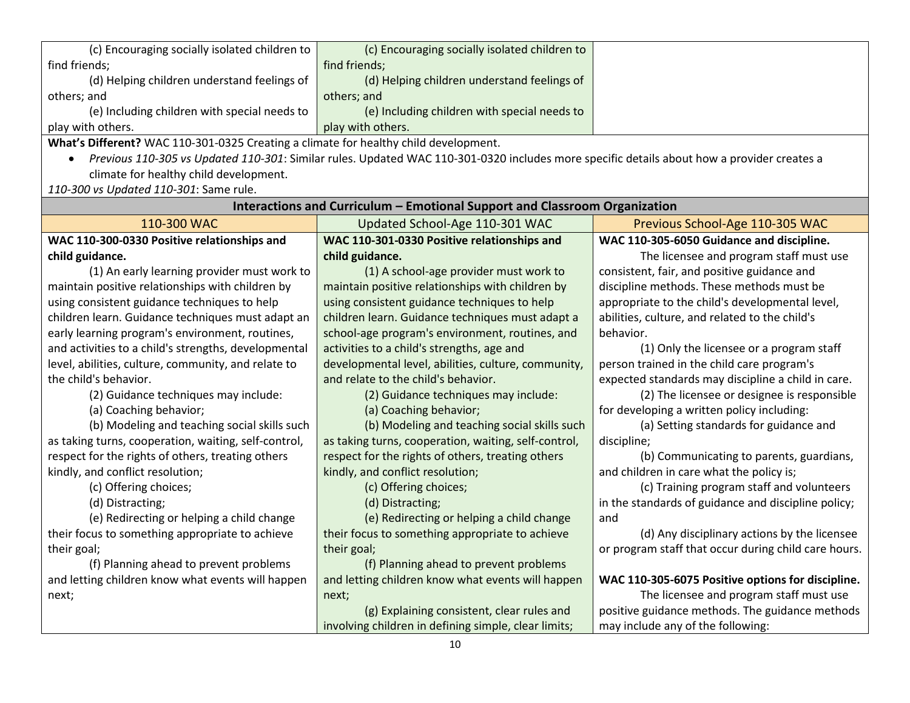| | | |
|---|---|---|
| (c) Encouraging socially isolated children to find friends;<br>(d) Helping children understand feelings of others; and<br>(e) Including children with special needs to play with others. | (c) Encouraging socially isolated children to find friends;<br>(d) Helping children understand feelings of others; and<br>(e) Including children with special needs to play with others. | |

**What's Different?** WAC 110-301-0325 Creating a climate for healthy child development.

- *Previous 110-305 vs Updated 110-301*: Similar rules. Updated WAC 110-301-0320 includes more specific details about how a provider creates a climate for healthy child development.

*110-300 vs Updated 110-301*: Same rule.

## Interactions and Curriculum – Emotional Support and Classroom Organization

| 110-300 WAC | Updated School-Age 110-301 WAC | Previous School-Age 110-305 WAC |
|---|---|---|
| **WAC 110-300-0330 Positive relationships and child guidance.**<br>(1) An early learning provider must work to maintain positive relationships with children by using consistent guidance techniques to help children learn. Guidance techniques must adapt an early learning program's environment, routines, and activities to a child's strengths, developmental level, abilities, culture, community, and relate to the child's behavior.<br>(2) Guidance techniques may include:<br>(a) Coaching behavior;<br>(b) Modeling and teaching social skills such as taking turns, cooperation, waiting, self-control, respect for the rights of others, treating others kindly, and conflict resolution;<br>(c) Offering choices;<br>(d) Distracting;<br>(e) Redirecting or helping a child change their focus to something appropriate to achieve their goal;<br>(f) Planning ahead to prevent problems and letting children know what events will happen next; | **WAC 110-301-0330 Positive relationships and child guidance.**<br>(1) A school-age provider must work to maintain positive relationships with children by using consistent guidance techniques to help children learn. Guidance techniques must adapt a school-age program's environment, routines, and activities to a child's strengths, age and developmental level, abilities, culture, community, and relate to the child's behavior.<br>(2) Guidance techniques may include:<br>(a) Coaching behavior;<br>(b) Modeling and teaching social skills such as taking turns, cooperation, waiting, self-control, respect for the rights of others, treating others kindly, and conflict resolution;<br>(c) Offering choices;<br>(d) Distracting;<br>(e) Redirecting or helping a child change their focus to something appropriate to achieve their goal;<br>(f) Planning ahead to prevent problems and letting children know what events will happen next;<br>(g) Explaining consistent, clear rules and involving children in defining simple, clear limits; | **WAC 110-305-6050 Guidance and discipline.**<br>The licensee and program staff must use consistent, fair, and positive guidance and discipline methods. These methods must be appropriate to the child's developmental level, abilities, culture, and related to the child's behavior.<br>(1) Only the licensee or a program staff person trained in the child care program's expected standards may discipline a child in care.<br>(2) The licensee or designee is responsible for developing a written policy including:<br>(a) Setting standards for guidance and discipline;<br>(b) Communicating to parents, guardians, and children in care what the policy is;<br>(c) Training program staff and volunteers in the standards of guidance and discipline policy; and<br>(d) Any disciplinary actions by the licensee or program staff that occur during child care hours.<br><br>**WAC 110-305-6075 Positive options for discipline.**<br>The licensee and program staff must use positive guidance methods. The guidance methods may include any of the following: |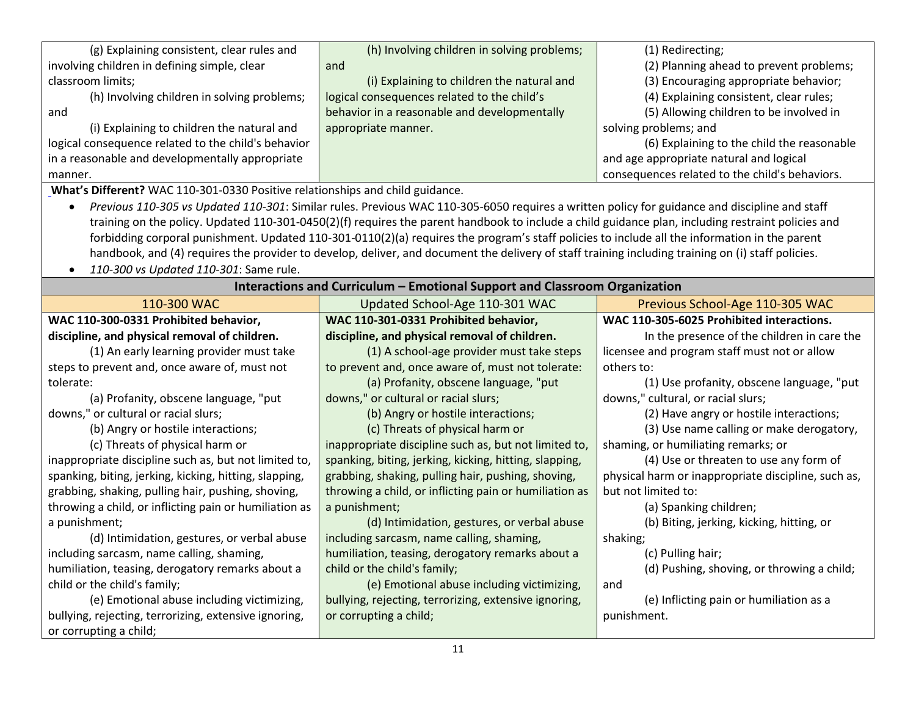| | | |
|---|---|---|
| (g) Explaining consistent, clear rules and involving children in defining simple, clear classroom limits;<br>(h) Involving children in solving problems; and<br>(i) Explaining to children the natural and logical consequence related to the child's behavior in a reasonable and developmentally appropriate manner. | (h) Involving children in solving problems; and<br>(i) Explaining to children the natural and logical consequences related to the child's behavior in a reasonable and developmentally appropriate manner. | (1) Redirecting;<br>(2) Planning ahead to prevent problems;<br>(3) Encouraging appropriate behavior;<br>(4) Explaining consistent, clear rules;<br>(5) Allowing children to be involved in solving problems; and<br>(6) Explaining to the child the reasonable and age appropriate natural and logical consequences related to the child's behaviors. |

**What's Different?** WAC 110-301-0330 Positive relationships and child guidance.

- *Previous 110-305 vs Updated 110-301*: Similar rules. Previous WAC 110-305-6050 requires a written policy for guidance and discipline and staff training on the policy. Updated 110-301-0450(2)(f) requires the parent handbook to include a child guidance plan, including restraint policies and forbidding corporal punishment. Updated 110-301-0110(2)(a) requires the program's staff policies to include all the information in the parent handbook, and (4) requires the provider to develop, deliver, and document the delivery of staff training including training on (i) staff policies.
- *110-300 vs Updated 110-301*: Same rule.

**Interactions and Curriculum – Emotional Support and Classroom Organization**

| 110-300 WAC | Updated School-Age 110-301 WAC | Previous School-Age 110-305 WAC |
|---|---|---|
| **WAC 110-300-0331 Prohibited behavior, discipline, and physical removal of children.**<br>(1) An early learning provider must take steps to prevent and, once aware of, must not tolerate:<br>(a) Profanity, obscene language, "put downs," or cultural or racial slurs;<br>(b) Angry or hostile interactions;<br>(c) Threats of physical harm or inappropriate discipline such as, but not limited to, spanking, biting, jerking, kicking, hitting, slapping, grabbing, shaking, pulling hair, pushing, shoving, throwing a child, or inflicting pain or humiliation as a punishment;<br>(d) Intimidation, gestures, or verbal abuse including sarcasm, name calling, shaming, humiliation, teasing, derogatory remarks about a child or the child's family;<br>(e) Emotional abuse including victimizing, bullying, rejecting, terrorizing, extensive ignoring, or corrupting a child; | **WAC 110-301-0331 Prohibited behavior, discipline, and physical removal of children.**<br>(1) A school-age provider must take steps to prevent and, once aware of, must not tolerate:<br>(a) Profanity, obscene language, "put downs," or cultural or racial slurs;<br>(b) Angry or hostile interactions;<br>(c) Threats of physical harm or inappropriate discipline such as, but not limited to, spanking, biting, jerking, kicking, hitting, slapping, grabbing, shaking, pulling hair, pushing, shoving, throwing a child, or inflicting pain or humiliation as a punishment;<br>(d) Intimidation, gestures, or verbal abuse including sarcasm, name calling, shaming, humiliation, teasing, derogatory remarks about a child or the child's family;<br>(e) Emotional abuse including victimizing, bullying, rejecting, terrorizing, extensive ignoring, or corrupting a child; | **WAC 110-305-6025 Prohibited interactions.**<br>In the presence of the children in care the licensee and program staff must not or allow others to:<br>(1) Use profanity, obscene language, "put downs," cultural, or racial slurs;<br>(2) Have angry or hostile interactions;<br>(3) Use name calling or make derogatory, shaming, or humiliating remarks; or<br>(4) Use or threaten to use any form of physical harm or inappropriate discipline, such as, but not limited to:<br>(a) Spanking children;<br>(b) Biting, jerking, kicking, hitting, or shaking;<br>(c) Pulling hair;<br>(d) Pushing, shoving, or throwing a child; and<br>(e) Inflicting pain or humiliation as a punishment. |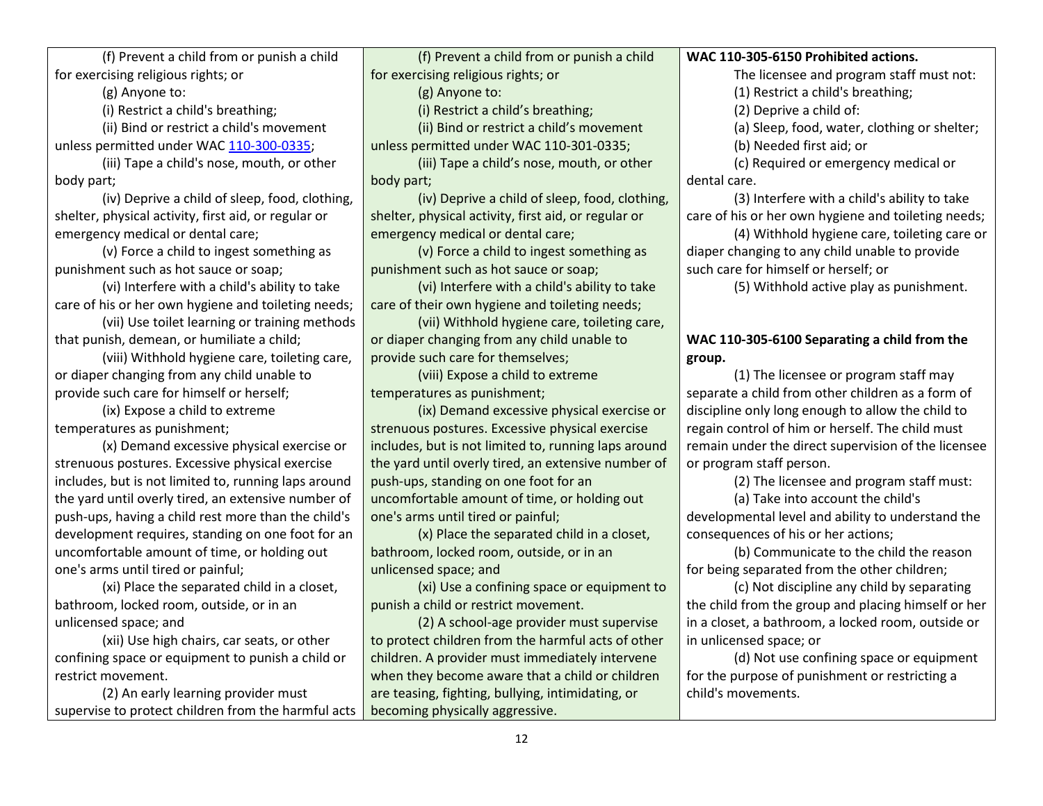| | | |
|---|---|---|
| (f) Prevent a child from or punish a child for exercising religious rights; or<br>(g) Anyone to:<br>(i) Restrict a child's breathing;<br>(ii) Bind or restrict a child's movement unless permitted under WAC 110-300-0335;<br>(iii) Tape a child's nose, mouth, or other body part;<br>(iv) Deprive a child of sleep, food, clothing, shelter, physical activity, first aid, or regular or emergency medical or dental care;<br>(v) Force a child to ingest something as punishment such as hot sauce or soap;<br>(vi) Interfere with a child's ability to take care of his or her own hygiene and toileting needs;<br>(vii) Use toilet learning or training methods that punish, demean, or humiliate a child;<br>(viii) Withhold hygiene care, toileting care, or diaper changing from any child unable to provide such care for himself or herself;<br>(ix) Expose a child to extreme temperatures as punishment;<br>(x) Demand excessive physical exercise or strenuous postures. Excessive physical exercise includes, but is not limited to, running laps around the yard until overly tired, an extensive number of push-ups, having a child rest more than the child's development requires, standing on one foot for an uncomfortable amount of time, or holding out one's arms until tired or painful;<br>(xi) Place the separated child in a closet, bathroom, locked room, outside, or in an unlicensed space; and<br>(xii) Use high chairs, car seats, or other confining space or equipment to punish a child or restrict movement.<br>(2) An early learning provider must supervise to protect children from the harmful acts | (f) Prevent a child from or punish a child for exercising religious rights; or<br>(g) Anyone to:<br>(i) Restrict a child's breathing;<br>(ii) Bind or restrict a child's movement unless permitted under WAC 110-301-0335;<br>(iii) Tape a child's nose, mouth, or other body part;<br>(iv) Deprive a child of sleep, food, clothing, shelter, physical activity, first aid, or regular or emergency medical or dental care;<br>(v) Force a child to ingest something as punishment such as hot sauce or soap;<br>(vi) Interfere with a child's ability to take care of their own hygiene and toileting needs;<br>(vii) Withhold hygiene care, toileting care, or diaper changing from any child unable to provide such care for themselves;<br>(viii) Expose a child to extreme temperatures as punishment;<br>(ix) Demand excessive physical exercise or strenuous postures. Excessive physical exercise includes, but is not limited to, running laps around the yard until overly tired, an extensive number of push-ups, standing on one foot for an uncomfortable amount of time, or holding out one's arms until tired or painful;<br>(x) Place the separated child in a closet, bathroom, locked room, outside, or in an unlicensed space; and<br>(xi) Use a confining space or equipment to punish a child or restrict movement.<br>(2) A school-age provider must supervise to protect children from the harmful acts of other children. A provider must immediately intervene when they become aware that a child or children are teasing, fighting, bullying, intimidating, or becoming physically aggressive. | **WAC 110-305-6150 Prohibited actions.**<br>The licensee and program staff must not:<br>(1) Restrict a child's breathing;<br>(2) Deprive a child of:<br>(a) Sleep, food, water, clothing or shelter;<br>(b) Needed first aid; or<br>(c) Required or emergency medical or dental care.<br>(3) Interfere with a child's ability to take care of his or her own hygiene and toileting needs;<br>(4) Withhold hygiene care, toileting care or diaper changing to any child unable to provide such care for himself or herself; or<br>(5) Withhold active play as punishment.<br><br>**WAC 110-305-6100 Separating a child from the group.**<br>(1) The licensee or program staff may separate a child from other children as a form of discipline only long enough to allow the child to regain control of him or herself. The child must remain under the direct supervision of the licensee or program staff person.<br>(2) The licensee and program staff must:<br>(a) Take into account the child's developmental level and ability to understand the consequences of his or her actions;<br>(b) Communicate to the child the reason for being separated from the other children;<br>(c) Not discipline any child by separating the child from the group and placing himself or her in a closet, a bathroom, a locked room, outside or in unlicensed space; or<br>(d) Not use confining space or equipment for the purpose of punishment or restricting a child's movements. |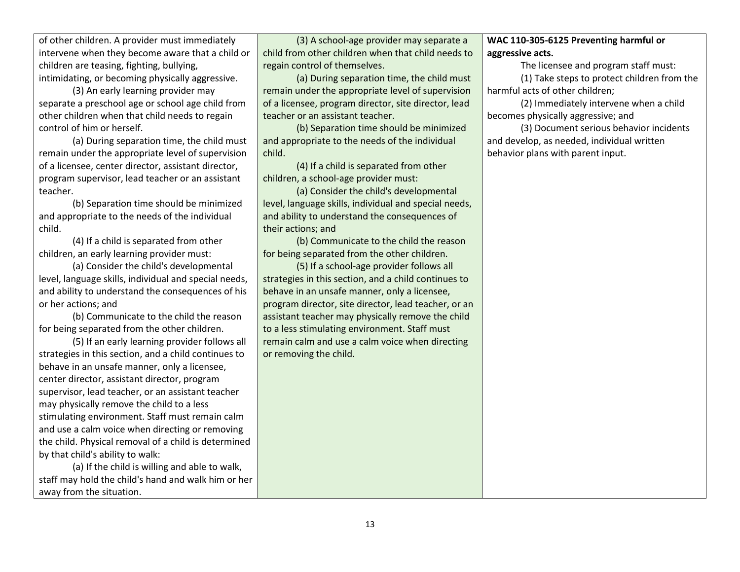| | | |
|---|---|---|
| of other children. A provider must immediately intervene when they become aware that a child or children are teasing, fighting, bullying, intimidating, or becoming physically aggressive.<br><br>(3) An early learning provider may separate a preschool age or school age child from other children when that child needs to regain control of him or herself.<br><br>(a) During separation time, the child must remain under the appropriate level of supervision of a licensee, center director, assistant director, program supervisor, lead teacher or an assistant teacher.<br><br>(b) Separation time should be minimized and appropriate to the needs of the individual child.<br><br>(4) If a child is separated from other children, an early learning provider must:<br><br>(a) Consider the child's developmental level, language skills, individual and special needs, and ability to understand the consequences of his or her actions; and<br><br>(b) Communicate to the child the reason for being separated from the other children.<br><br>(5) If an early learning provider follows all strategies in this section, and a child continues to behave in an unsafe manner, only a licensee, center director, assistant director, program supervisor, lead teacher, or an assistant teacher may physically remove the child to a less stimulating environment. Staff must remain calm and use a calm voice when directing or removing the child. Physical removal of a child is determined by that child's ability to walk:<br><br>(a) If the child is willing and able to walk, staff may hold the child's hand and walk him or her away from the situation. | (3) A school-age provider may separate a child from other children when that child needs to regain control of themselves.<br><br>(a) During separation time, the child must remain under the appropriate level of supervision of a licensee, program director, site director, lead teacher or an assistant teacher.<br><br>(b) Separation time should be minimized and appropriate to the needs of the individual child.<br><br>(4) If a child is separated from other children, a school-age provider must:<br><br>(a) Consider the child's developmental level, language skills, individual and special needs, and ability to understand the consequences of their actions; and<br><br>(b) Communicate to the child the reason for being separated from the other children.<br><br>(5) If a school-age provider follows all strategies in this section, and a child continues to behave in an unsafe manner, only a licensee, program director, site director, lead teacher, or an assistant teacher may physically remove the child to a less stimulating environment. Staff must remain calm and use a calm voice when directing or removing the child. | **WAC 110-305-6125 Preventing harmful or aggressive acts.**<br><br>The licensee and program staff must:<br><br>(1) Take steps to protect children from the harmful acts of other children;<br><br>(2) Immediately intervene when a child becomes physically aggressive; and<br><br>(3) Document serious behavior incidents and develop, as needed, individual written behavior plans with parent input. |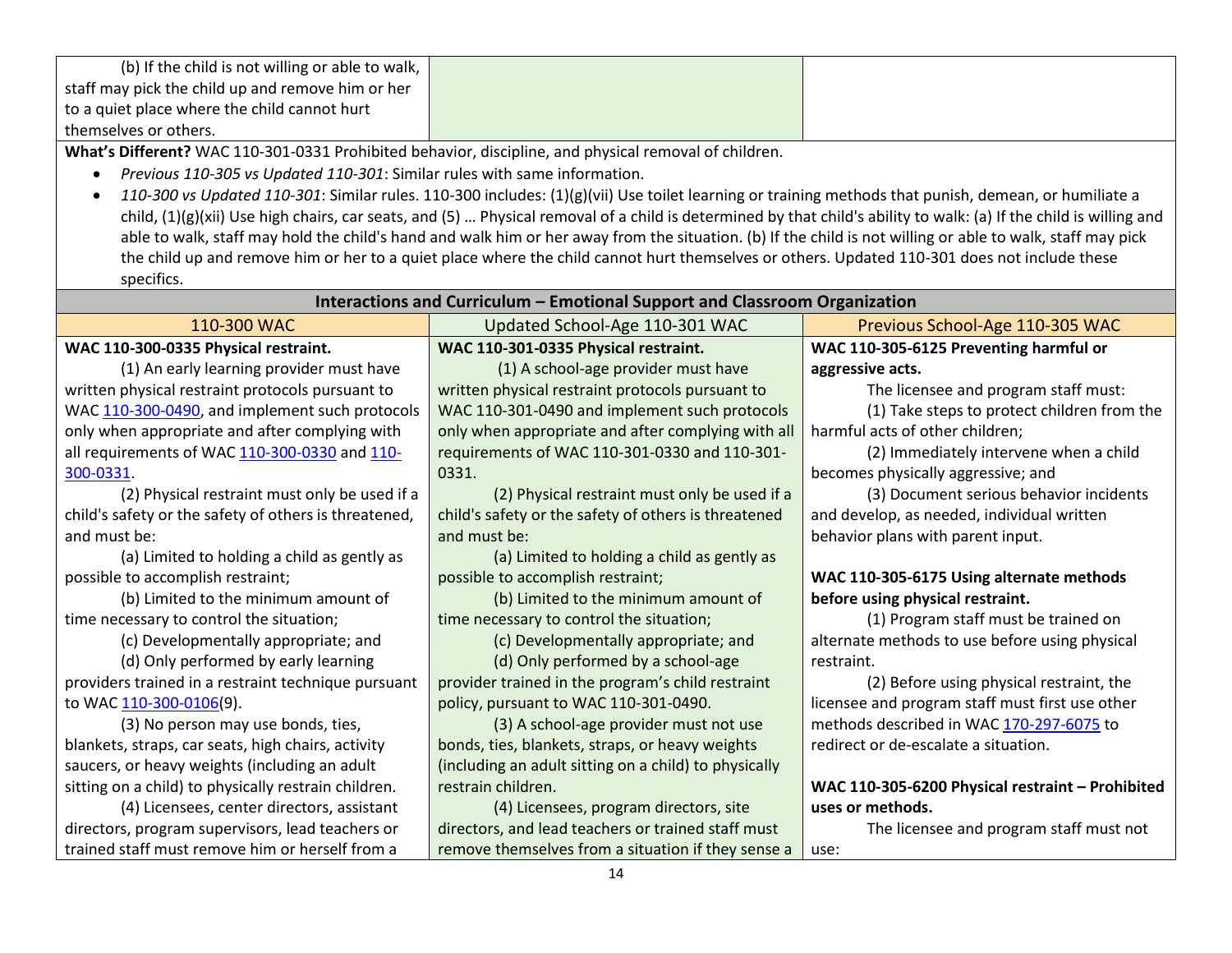| | | |
|---|---|---|
| (b) If the child is not willing or able to walk, staff may pick the child up and remove him or her to a quiet place where the child cannot hurt themselves or others. | | |

**What's Different?** WAC 110-301-0331 Prohibited behavior, discipline, and physical removal of children.

- *Previous 110-305 vs Updated 110-301*: Similar rules with same information.
- *110-300 vs Updated 110-301*: Similar rules. 110-300 includes: (1)(g)(vii) Use toilet learning or training methods that punish, demean, or humiliate a child, (1)(g)(xii) Use high chairs, car seats, and (5) … Physical removal of a child is determined by that child's ability to walk: (a) If the child is willing and able to walk, staff may hold the child's hand and walk him or her away from the situation. (b) If the child is not willing or able to walk, staff may pick the child up and remove him or her to a quiet place where the child cannot hurt themselves or others. Updated 110-301 does not include these specifics.

**Interactions and Curriculum – Emotional Support and Classroom Organization**

| 110-300 WAC | Updated School-Age 110-301 WAC | Previous School-Age 110-305 WAC |
|---|---|---|
| **WAC 110-300-0335 Physical restraint.**<br>(1) An early learning provider must have written physical restraint protocols pursuant to WAC 110-300-0490, and implement such protocols only when appropriate and after complying with all requirements of WAC 110-300-0330 and 110-300-0331.<br>(2) Physical restraint must only be used if a child's safety or the safety of others is threatened, and must be:<br>(a) Limited to holding a child as gently as possible to accomplish restraint;<br>(b) Limited to the minimum amount of time necessary to control the situation;<br>(c) Developmentally appropriate; and<br>(d) Only performed by early learning providers trained in a restraint technique pursuant to WAC 110-300-0106(9).<br>(3) No person may use bonds, ties, blankets, straps, car seats, high chairs, activity saucers, or heavy weights (including an adult sitting on a child) to physically restrain children.<br>(4) Licensees, center directors, assistant directors, program supervisors, lead teachers or trained staff must remove him or herself from a | **WAC 110-301-0335 Physical restraint.**<br>(1) A school-age provider must have written physical restraint protocols pursuant to WAC 110-301-0490 and implement such protocols only when appropriate and after complying with all requirements of WAC 110-301-0330 and 110-301-0331.<br>(2) Physical restraint must only be used if a child's safety or the safety of others is threatened and must be:<br>(a) Limited to holding a child as gently as possible to accomplish restraint;<br>(b) Limited to the minimum amount of time necessary to control the situation;<br>(c) Developmentally appropriate; and<br>(d) Only performed by a school-age provider trained in the program's child restraint policy, pursuant to WAC 110-301-0490.<br>(3) A school-age provider must not use bonds, ties, blankets, straps, or heavy weights (including an adult sitting on a child) to physically restrain children.<br>(4) Licensees, program directors, site directors, and lead teachers or trained staff must remove themselves from a situation if they sense a | **WAC 110-305-6125 Preventing harmful or aggressive acts.**<br>The licensee and program staff must:<br>(1) Take steps to protect children from the harmful acts of other children;<br>(2) Immediately intervene when a child becomes physically aggressive; and<br>(3) Document serious behavior incidents and develop, as needed, individual written behavior plans with parent input.<br><br>**WAC 110-305-6175 Using alternate methods before using physical restraint.**<br>(1) Program staff must be trained on alternate methods to use before using physical restraint.<br>(2) Before using physical restraint, the licensee and program staff must first use other methods described in WAC 170-297-6075 to redirect or de-escalate a situation.<br><br>**WAC 110-305-6200 Physical restraint – Prohibited uses or methods.**<br>The licensee and program staff must not use: |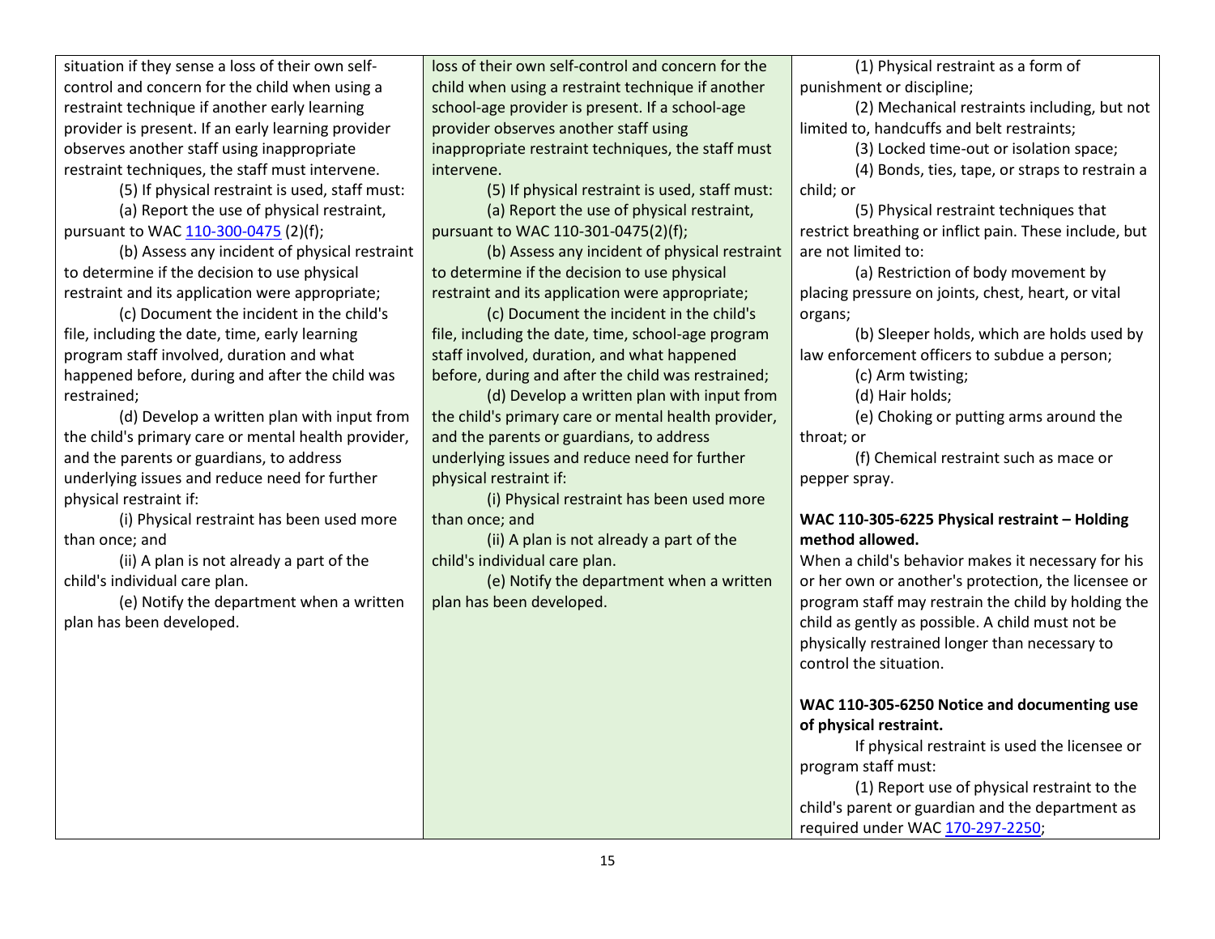| | | |
|---|---|---|
| situation if they sense a loss of their own self-control and concern for the child when using a restraint technique if another early learning provider is present. If an early learning provider observes another staff using inappropriate restraint techniques, the staff must intervene.<br><br>(5) If physical restraint is used, staff must:<br><br>(a) Report the use of physical restraint, pursuant to WAC 110-300-0475 (2)(f);<br><br>(b) Assess any incident of physical restraint to determine if the decision to use physical restraint and its application were appropriate;<br><br>(c) Document the incident in the child's file, including the date, time, early learning program staff involved, duration and what happened before, during and after the child was restrained;<br><br>(d) Develop a written plan with input from the child's primary care or mental health provider, and the parents or guardians, to address underlying issues and reduce need for further physical restraint if:<br><br>(i) Physical restraint has been used more than once; and<br><br>(ii) A plan is not already a part of the child's individual care plan.<br><br>(e) Notify the department when a written plan has been developed. | loss of their own self-control and concern for the child when using a restraint technique if another school-age provider is present. If a school-age provider observes another staff using inappropriate restraint techniques, the staff must intervene.<br><br>(5) If physical restraint is used, staff must:<br><br>(a) Report the use of physical restraint, pursuant to WAC 110-301-0475(2)(f);<br><br>(b) Assess any incident of physical restraint to determine if the decision to use physical restraint and its application were appropriate;<br><br>(c) Document the incident in the child's file, including the date, time, school-age program staff involved, duration, and what happened before, during and after the child was restrained;<br><br>(d) Develop a written plan with input from the child's primary care or mental health provider, and the parents or guardians, to address underlying issues and reduce need for further physical restraint if:<br><br>(i) Physical restraint has been used more than once; and<br><br>(ii) A plan is not already a part of the child's individual care plan.<br><br>(e) Notify the department when a written plan has been developed. | (1) Physical restraint as a form of punishment or discipline;<br><br>(2) Mechanical restraints including, but not limited to, handcuffs and belt restraints;<br><br>(3) Locked time-out or isolation space;<br><br>(4) Bonds, ties, tape, or straps to restrain a child; or<br><br>(5) Physical restraint techniques that restrict breathing or inflict pain. These include, but are not limited to:<br><br>(a) Restriction of body movement by placing pressure on joints, chest, heart, or vital organs;<br><br>(b) Sleeper holds, which are holds used by law enforcement officers to subdue a person;<br><br>(c) Arm twisting;<br><br>(d) Hair holds;<br><br>(e) Choking or putting arms around the throat; or<br><br>(f) Chemical restraint such as mace or pepper spray.<br><br>**WAC 110-305-6225 Physical restraint – Holding method allowed.**<br>When a child's behavior makes it necessary for his or her own or another's protection, the licensee or program staff may restrain the child by holding the child as gently as possible. A child must not be physically restrained longer than necessary to control the situation.<br><br>**WAC 110-305-6250 Notice and documenting use of physical restraint.**<br><br>If physical restraint is used the licensee or program staff must:<br><br>(1) Report use of physical restraint to the child's parent or guardian and the department as required under WAC 170-297-2250; |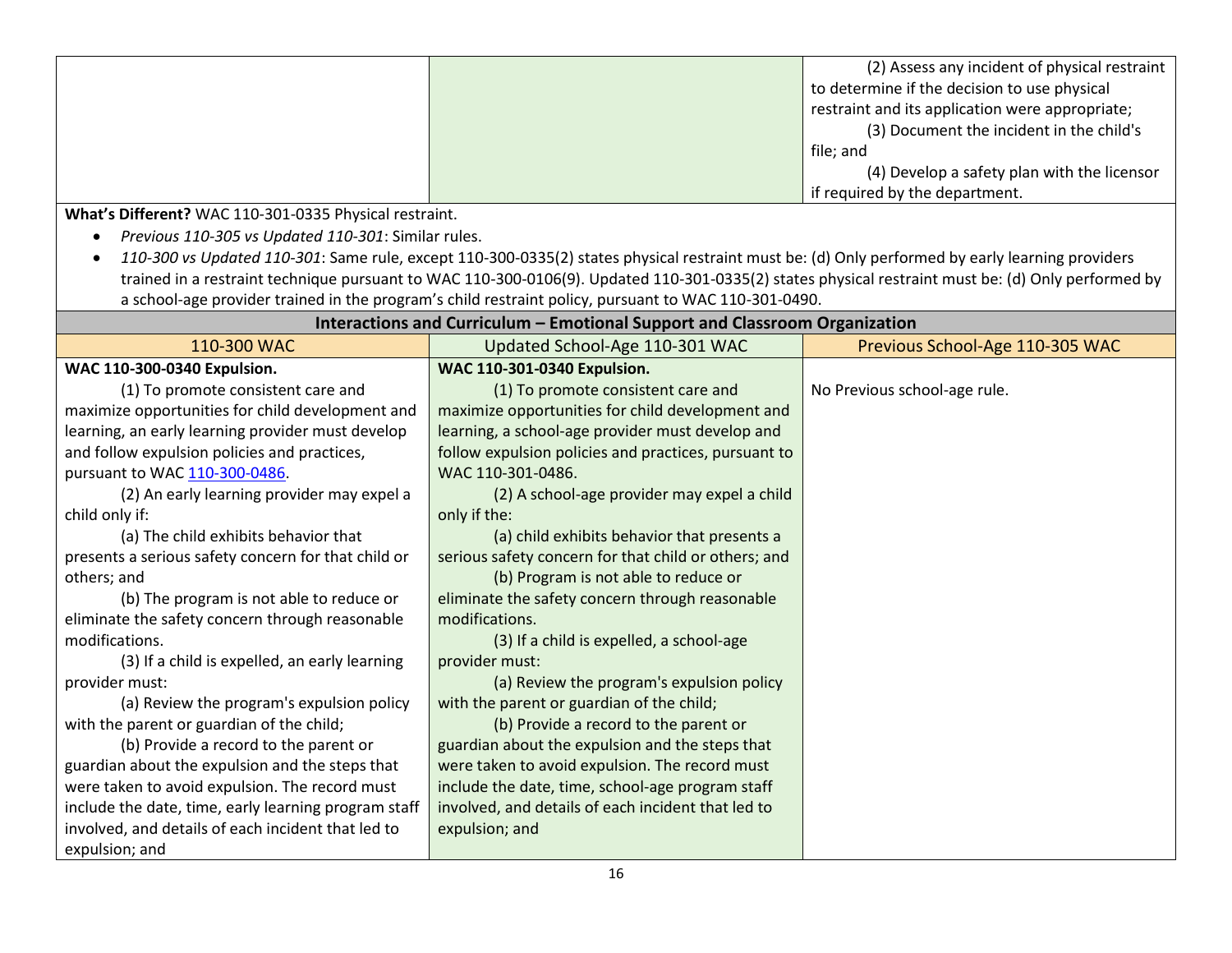| | | |
|---|---|---|
| | | (2) Assess any incident of physical restraint to determine if the decision to use physical restraint and its application were appropriate;<br>(3) Document the incident in the child's file; and<br>(4) Develop a safety plan with the licensor if required by the department. |

**What's Different?** WAC 110-301-0335 Physical restraint.

- *Previous 110-305 vs Updated 110-301*: Similar rules.
- *110-300 vs Updated 110-301*: Same rule, except 110-300-0335(2) states physical restraint must be: (d) Only performed by early learning providers trained in a restraint technique pursuant to WAC 110-300-0106(9). Updated 110-301-0335(2) states physical restraint must be: (d) Only performed by a school-age provider trained in the program's child restraint policy, pursuant to WAC 110-301-0490.

**Interactions and Curriculum – Emotional Support and Classroom Organization**

| 110-300 WAC | Updated School-Age 110-301 WAC | Previous School-Age 110-305 WAC |
|---|---|---|
| **WAC 110-300-0340 Expulsion.**<br>(1) To promote consistent care and maximize opportunities for child development and learning, an early learning provider must develop and follow expulsion policies and practices, pursuant to WAC 110-300-0486.<br>(2) An early learning provider may expel a child only if:<br>(a) The child exhibits behavior that presents a serious safety concern for that child or others; and<br>(b) The program is not able to reduce or eliminate the safety concern through reasonable modifications.<br>(3) If a child is expelled, an early learning provider must:<br>(a) Review the program's expulsion policy with the parent or guardian of the child;<br>(b) Provide a record to the parent or guardian about the expulsion and the steps that were taken to avoid expulsion. The record must include the date, time, early learning program staff involved, and details of each incident that led to expulsion; and | **WAC 110-301-0340 Expulsion.**<br>(1) To promote consistent care and maximize opportunities for child development and learning, a school-age provider must develop and follow expulsion policies and practices, pursuant to WAC 110-301-0486.<br>(2) A school-age provider may expel a child only if the:<br>(a) child exhibits behavior that presents a serious safety concern for that child or others; and<br>(b) Program is not able to reduce or eliminate the safety concern through reasonable modifications.<br>(3) If a child is expelled, a school-age provider must:<br>(a) Review the program's expulsion policy with the parent or guardian of the child;<br>(b) Provide a record to the parent or guardian about the expulsion and the steps that were taken to avoid expulsion. The record must include the date, time, school-age program staff involved, and details of each incident that led to expulsion; and | No Previous school-age rule. |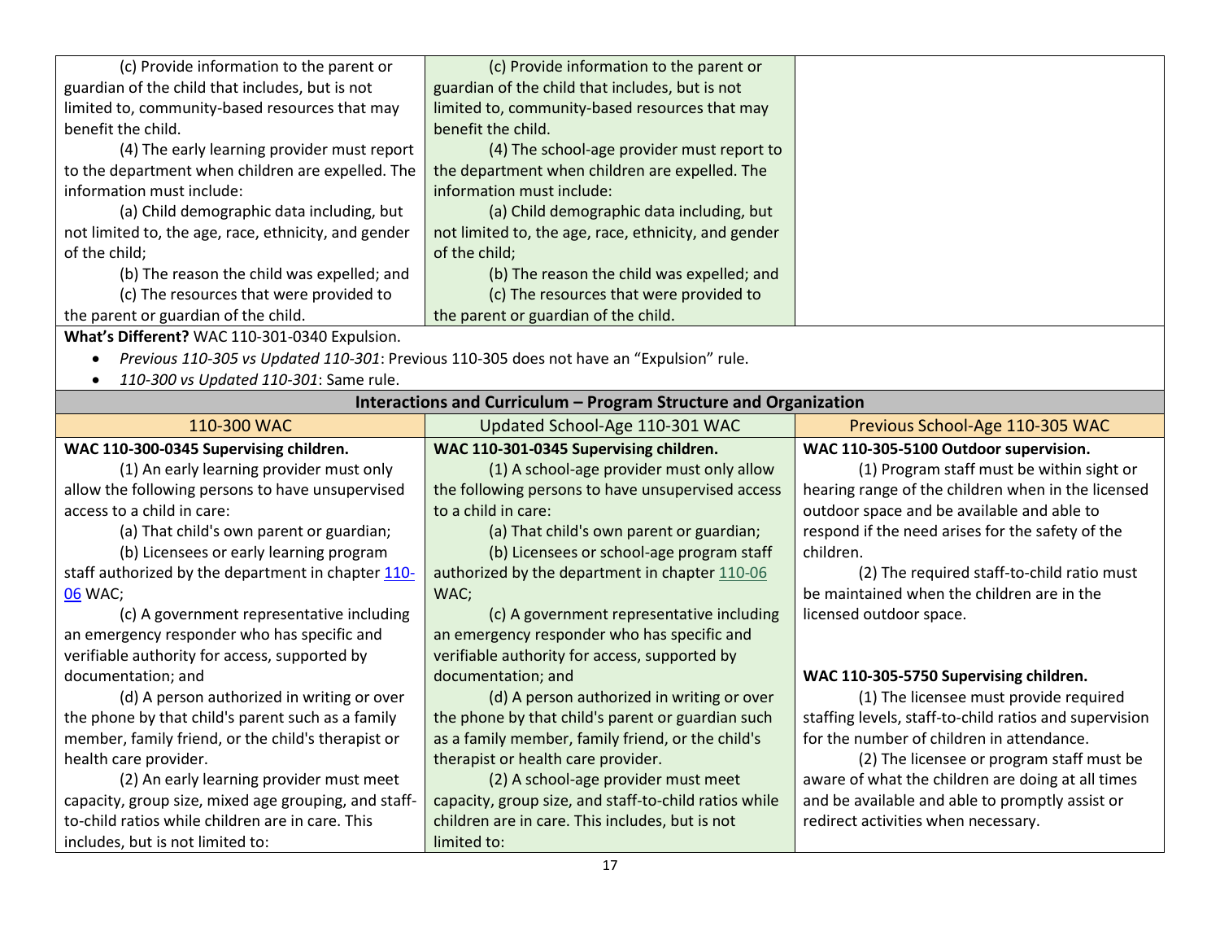| | | |
|---|---|---|
| (c) Provide information to the parent or guardian of the child that includes, but is not limited to, community-based resources that may benefit the child.<br>(4) The early learning provider must report to the department when children are expelled. The information must include:<br>(a) Child demographic data including, but not limited to, the age, race, ethnicity, and gender of the child;<br>(b) The reason the child was expelled; and<br>(c) The resources that were provided to the parent or guardian of the child. | (c) Provide information to the parent or guardian of the child that includes, but is not limited to, community-based resources that may benefit the child.<br>(4) The school-age provider must report to the department when children are expelled. The information must include:<br>(a) Child demographic data including, but not limited to, the age, race, ethnicity, and gender of the child;<br>(b) The reason the child was expelled; and<br>(c) The resources that were provided to the parent or guardian of the child. | |

**What's Different?** WAC 110-301-0340 Expulsion.

- *Previous 110-305 vs Updated 110-301*: Previous 110-305 does not have an "Expulsion" rule.
- *110-300 vs Updated 110-301*: Same rule.

**Interactions and Curriculum – Program Structure and Organization**

| 110-300 WAC | Updated School-Age 110-301 WAC | Previous School-Age 110-305 WAC |
|---|---|---|
| **WAC 110-300-0345 Supervising children.**<br>(1) An early learning provider must only allow the following persons to have unsupervised access to a child in care:<br>(a) That child's own parent or guardian;<br>(b) Licensees or early learning program staff authorized by the department in chapter 110-06 WAC;<br>(c) A government representative including an emergency responder who has specific and verifiable authority for access, supported by documentation; and<br>(d) A person authorized in writing or over the phone by that child's parent such as a family member, family friend, or the child's therapist or health care provider.<br>(2) An early learning provider must meet capacity, group size, mixed age grouping, and staff-to-child ratios while children are in care. This includes, but is not limited to: | **WAC 110-301-0345 Supervising children.**<br>(1) A school-age provider must only allow the following persons to have unsupervised access to a child in care:<br>(a) That child's own parent or guardian;<br>(b) Licensees or school-age program staff authorized by the department in chapter 110-06 WAC;<br>(c) A government representative including an emergency responder who has specific and verifiable authority for access, supported by documentation; and<br>(d) A person authorized in writing or over the phone by that child's parent or guardian such as a family member, family friend, or the child's therapist or health care provider.<br>(2) A school-age provider must meet capacity, group size, and staff-to-child ratios while children are in care. This includes, but is not limited to: | **WAC 110-305-5100 Outdoor supervision.**<br>(1) Program staff must be within sight or hearing range of the children when in the licensed outdoor space and be available and able to respond if the need arises for the safety of the children.<br>(2) The required staff-to-child ratio must be maintained when the children are in the licensed outdoor space.<br><br>**WAC 110-305-5750 Supervising children.**<br>(1) The licensee must provide required staffing levels, staff-to-child ratios and supervision for the number of children in attendance.<br>(2) The licensee or program staff must be aware of what the children are doing at all times and be available and able to promptly assist or redirect activities when necessary. |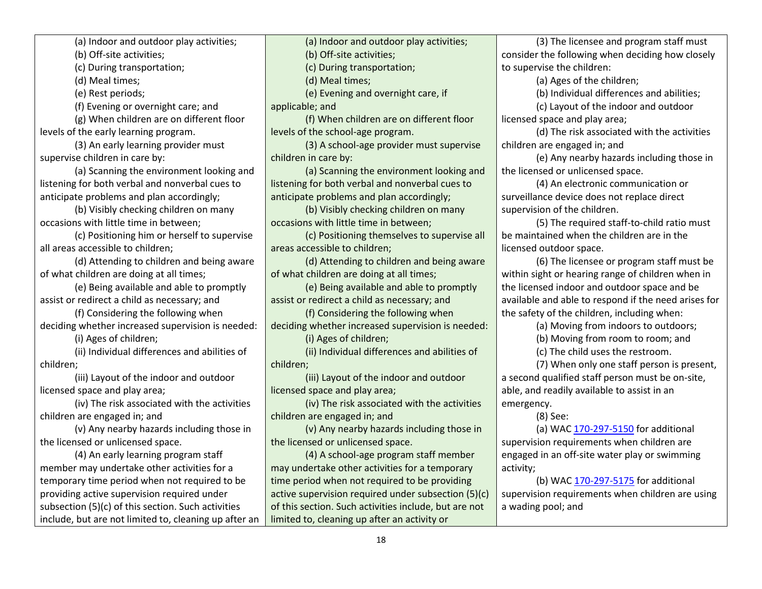| | | |
|---|---|---|
| (a) Indoor and outdoor play activities;<br>(b) Off-site activities;<br>(c) During transportation;<br>(d) Meal times;<br>(e) Rest periods;<br>(f) Evening or overnight care; and<br>(g) When children are on different floor levels of the early learning program.<br>(3) An early learning provider must supervise children in care by:<br>(a) Scanning the environment looking and listening for both verbal and nonverbal cues to anticipate problems and plan accordingly;<br>(b) Visibly checking children on many occasions with little time in between;<br>(c) Positioning him or herself to supervise all areas accessible to children;<br>(d) Attending to children and being aware of what children are doing at all times;<br>(e) Being available and able to promptly assist or redirect a child as necessary; and<br>(f) Considering the following when deciding whether increased supervision is needed:<br>(i) Ages of children;<br>(ii) Individual differences and abilities of children;<br>(iii) Layout of the indoor and outdoor licensed space and play area;<br>(iv) The risk associated with the activities children are engaged in; and<br>(v) Any nearby hazards including those in the licensed or unlicensed space.<br>(4) An early learning program staff member may undertake other activities for a temporary time period when not required to be providing active supervision required under subsection (5)(c) of this section. Such activities include, but are not limited to, cleaning up after an | (a) Indoor and outdoor play activities;<br>(b) Off-site activities;<br>(c) During transportation;<br>(d) Meal times;<br>(e) Evening and overnight care, if applicable; and<br>(f) When children are on different floor levels of the school-age program.<br>(3) A school-age provider must supervise children in care by:<br>(a) Scanning the environment looking and listening for both verbal and nonverbal cues to anticipate problems and plan accordingly;<br>(b) Visibly checking children on many occasions with little time in between;<br>(c) Positioning themselves to supervise all areas accessible to children;<br>(d) Attending to children and being aware of what children are doing at all times;<br>(e) Being available and able to promptly assist or redirect a child as necessary; and<br>(f) Considering the following when deciding whether increased supervision is needed:<br>(i) Ages of children;<br>(ii) Individual differences and abilities of children;<br>(iii) Layout of the indoor and outdoor licensed space and play area;<br>(iv) The risk associated with the activities children are engaged in; and<br>(v) Any nearby hazards including those in the licensed or unlicensed space.<br>(4) A school-age program staff member may undertake other activities for a temporary time period when not required to be providing active supervision required under subsection (5)(c) of this section. Such activities include, but are not limited to, cleaning up after an activity or | (3) The licensee and program staff must consider the following when deciding how closely to supervise the children:<br>(a) Ages of the children;<br>(b) Individual differences and abilities;<br>(c) Layout of the indoor and outdoor licensed space and play area;<br>(d) The risk associated with the activities children are engaged in; and<br>(e) Any nearby hazards including those in the licensed or unlicensed space.<br>(4) An electronic communication or surveillance device does not replace direct supervision of the children.<br>(5) The required staff-to-child ratio must be maintained when the children are in the licensed outdoor space.<br>(6) The licensee or program staff must be within sight or hearing range of children when in the licensed indoor and outdoor space and be available and able to respond if the need arises for the safety of the children, including when:<br>(a) Moving from indoors to outdoors;<br>(b) Moving from room to room; and<br>(c) The child uses the restroom.<br>(7) When only one staff person is present, a second qualified staff person must be on-site, able, and readily available to assist in an emergency.<br>(8) See:<br>(a) WAC 170-297-5150 for additional supervision requirements when children are engaged in an off-site water play or swimming activity;<br>(b) WAC 170-297-5175 for additional supervision requirements when children are using a wading pool; and |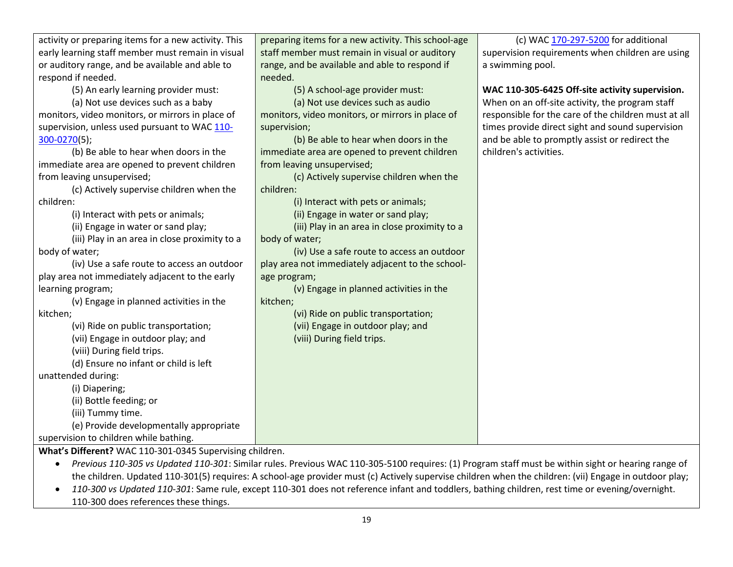| | | |
|---|---|---|
| activity or preparing items for a new activity. This early learning staff member must remain in visual or auditory range, and be available and able to respond if needed.<br>(5) An early learning provider must:<br>(a) Not use devices such as a baby monitors, video monitors, or mirrors in place of supervision, unless used pursuant to WAC [110-300-0270](5);<br>(b) Be able to hear when doors in the immediate area are opened to prevent children from leaving unsupervised;<br>(c) Actively supervise children when the children:<br>(i) Interact with pets or animals;<br>(ii) Engage in water or sand play;<br>(iii) Play in an area in close proximity to a body of water;<br>(iv) Use a safe route to access an outdoor play area not immediately adjacent to the early learning program;<br>(v) Engage in planned activities in the kitchen;<br>(vi) Ride on public transportation;<br>(vii) Engage in outdoor play; and<br>(viii) During field trips.<br>(d) Ensure no infant or child is left unattended during:<br>(i) Diapering;<br>(ii) Bottle feeding; or<br>(iii) Tummy time.<br>(e) Provide developmentally appropriate supervision to children while bathing. | preparing items for a new activity. This school-age staff member must remain in visual or auditory range, and be available and able to respond if needed.<br>(5) A school-age provider must:<br>(a) Not use devices such as audio monitors, video monitors, or mirrors in place of supervision;<br>(b) Be able to hear when doors in the immediate area are opened to prevent children from leaving unsupervised;<br>(c) Actively supervise children when the children:<br>(i) Interact with pets or animals;<br>(ii) Engage in water or sand play;<br>(iii) Play in an area in close proximity to a body of water;<br>(iv) Use a safe route to access an outdoor play area not immediately adjacent to the school-age program;<br>(v) Engage in planned activities in the kitchen;<br>(vi) Ride on public transportation;<br>(vii) Engage in outdoor play; and<br>(viii) During field trips. | (c) WAC [170-297-5200] for additional supervision requirements when children are using a swimming pool.<br><br>**WAC 110-305-6425 Off-site activity supervision.** When on an off-site activity, the program staff responsible for the care of the children must at all times provide direct sight and sound supervision and be able to promptly assist or redirect the children's activities. |

**What's Different?** WAC 110-301-0345 Supervising children.

- *Previous 110-305 vs Updated 110-301*: Similar rules. Previous WAC 110-305-5100 requires: (1) Program staff must be within sight or hearing range of the children. Updated 110-301(5) requires: A school-age provider must (c) Actively supervise children when the children: (vii) Engage in outdoor play;
- *110-300 vs Updated 110-301*: Same rule, except 110-301 does not reference infant and toddlers, bathing children, rest time or evening/overnight. 110-300 does references these things.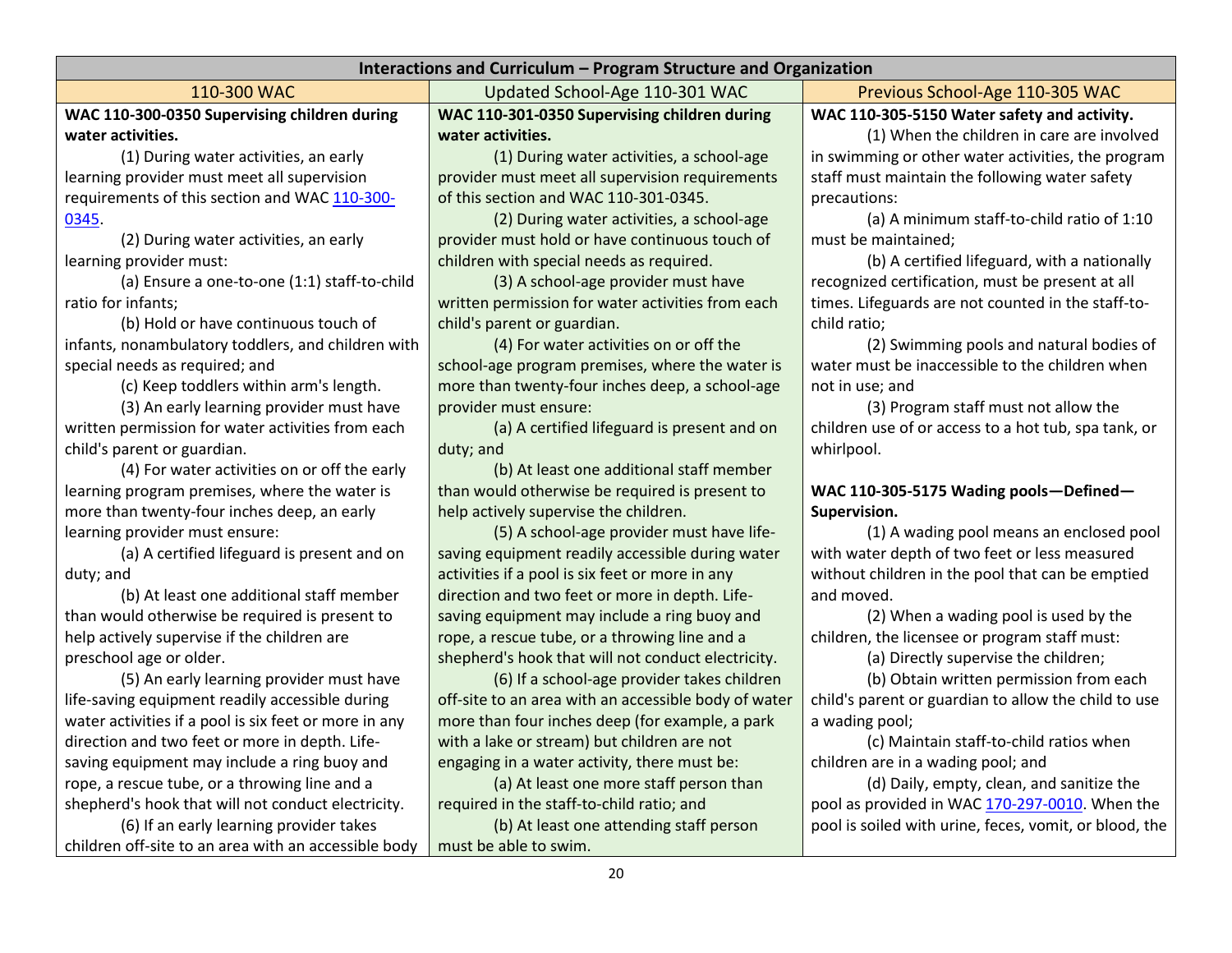| Interactions and Curriculum – Program Structure and Organization | | |
|---|---|---|
| 110-300 WAC | Updated School-Age 110-301 WAC | Previous School-Age 110-305 WAC |
| **WAC 110-300-0350 Supervising children during water activities.**<br>(1) During water activities, an early learning provider must meet all supervision requirements of this section and WAC 110-300-0345.<br>(2) During water activities, an early learning provider must:<br>(a) Ensure a one-to-one (1:1) staff-to-child ratio for infants;<br>(b) Hold or have continuous touch of infants, nonambulatory toddlers, and children with special needs as required; and<br>(c) Keep toddlers within arm's length.<br>(3) An early learning provider must have written permission for water activities from each child's parent or guardian.<br>(4) For water activities on or off the early learning program premises, where the water is more than twenty-four inches deep, an early learning provider must ensure:<br>(a) A certified lifeguard is present and on duty; and<br>(b) At least one additional staff member than would otherwise be required is present to help actively supervise if the children are preschool age or older.<br>(5) An early learning provider must have life-saving equipment readily accessible during water activities if a pool is six feet or more in any direction and two feet or more in depth. Life-saving equipment may include a ring buoy and rope, a rescue tube, or a throwing line and a shepherd's hook that will not conduct electricity.<br>(6) If an early learning provider takes children off-site to an area with an accessible body | **WAC 110-301-0350 Supervising children during water activities.**<br>(1) During water activities, a school-age provider must meet all supervision requirements of this section and WAC 110-301-0345.<br>(2) During water activities, a school-age provider must hold or have continuous touch of children with special needs as required.<br>(3) A school-age provider must have written permission for water activities from each child's parent or guardian.<br>(4) For water activities on or off the school-age program premises, where the water is more than twenty-four inches deep, a school-age provider must ensure:<br>(a) A certified lifeguard is present and on duty; and<br>(b) At least one additional staff member than would otherwise be required is present to help actively supervise the children.<br>(5) A school-age provider must have life-saving equipment readily accessible during water activities if a pool is six feet or more in any direction and two feet or more in depth. Life-saving equipment may include a ring buoy and rope, a rescue tube, or a throwing line and a shepherd's hook that will not conduct electricity.<br>(6) If a school-age provider takes children off-site to an area with an accessible body of water more than four inches deep (for example, a park with a lake or stream) but children are not engaging in a water activity, there must be:<br>(a) At least one more staff person than required in the staff-to-child ratio; and<br>(b) At least one attending staff person must be able to swim. | **WAC 110-305-5150 Water safety and activity.**<br>(1) When the children in care are involved in swimming or other water activities, the program staff must maintain the following water safety precautions:<br>(a) A minimum staff-to-child ratio of 1:10 must be maintained;<br>(b) A certified lifeguard, with a nationally recognized certification, must be present at all times. Lifeguards are not counted in the staff-to-child ratio;<br>(2) Swimming pools and natural bodies of water must be inaccessible to the children when not in use; and<br>(3) Program staff must not allow the children use of or access to a hot tub, spa tank, or whirlpool.<br><br>**WAC 110-305-5175 Wading pools—Defined—Supervision.**<br>(1) A wading pool means an enclosed pool with water depth of two feet or less measured without children in the pool that can be emptied and moved.<br>(2) When a wading pool is used by the children, the licensee or program staff must:<br>(a) Directly supervise the children;<br>(b) Obtain written permission from each child's parent or guardian to allow the child to use a wading pool;<br>(c) Maintain staff-to-child ratios when children are in a wading pool; and<br>(d) Daily, empty, clean, and sanitize the pool as provided in WAC 170-297-0010. When the pool is soiled with urine, feces, vomit, or blood, the |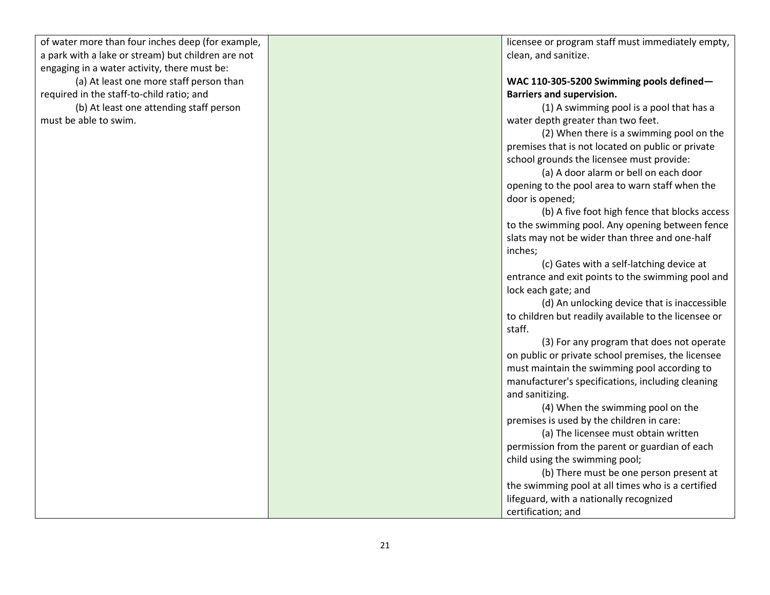| | | |
|---|---|---|
| of water more than four inches deep (for example, a park with a lake or stream) but children are not engaging in a water activity, there must be:<br>(a) At least one more staff person than required in the staff-to-child ratio; and<br>(b) At least one attending staff person must be able to swim. | | licensee or program staff must immediately empty, clean, and sanitize.<br><br>**WAC 110-305-5200 Swimming pools defined—Barriers and supervision.**<br>(1) A swimming pool is a pool that has a water depth greater than two feet.<br>(2) When there is a swimming pool on the premises that is not located on public or private school grounds the licensee must provide:<br>(a) A door alarm or bell on each door opening to the pool area to warn staff when the door is opened;<br>(b) A five foot high fence that blocks access to the swimming pool. Any opening between fence slats may not be wider than three and one-half inches;<br>(c) Gates with a self-latching device at entrance and exit points to the swimming pool and lock each gate; and<br>(d) An unlocking device that is inaccessible to children but readily available to the licensee or staff.<br>(3) For any program that does not operate on public or private school premises, the licensee must maintain the swimming pool according to manufacturer's specifications, including cleaning and sanitizing.<br>(4) When the swimming pool on the premises is used by the children in care:<br>(a) The licensee must obtain written permission from the parent or guardian of each child using the swimming pool;<br>(b) There must be one person present at the swimming pool at all times who is a certified lifeguard, with a nationally recognized certification; and |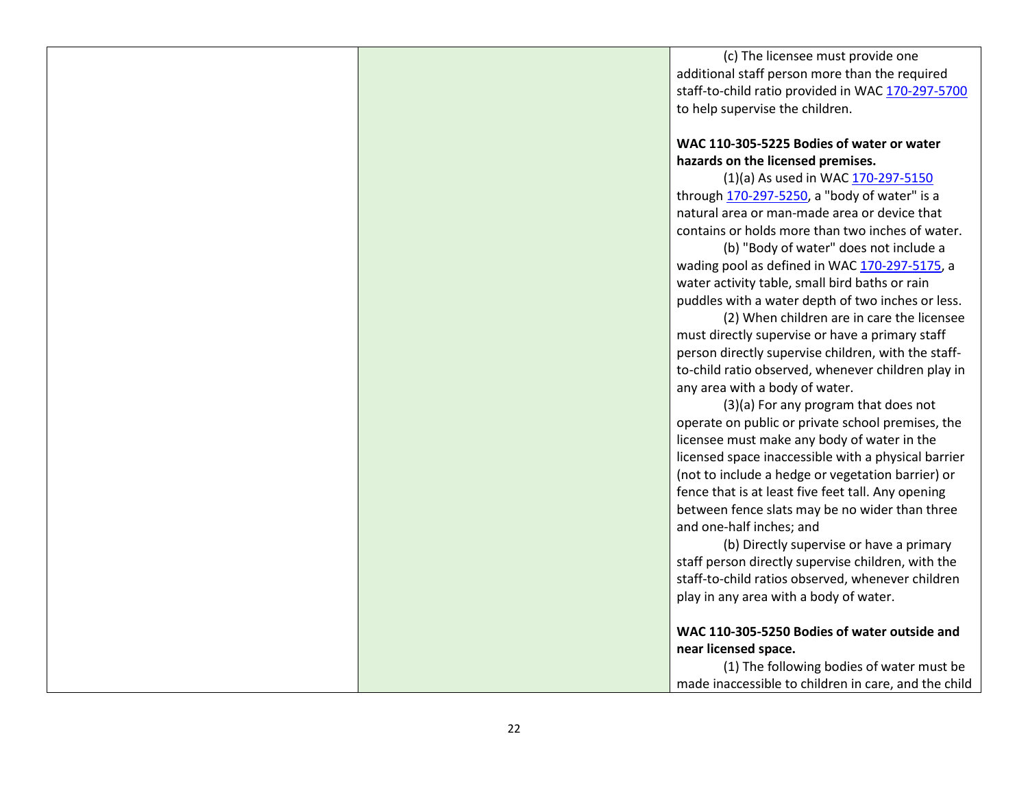| | | |
|---|---|---|
| | | (c) The licensee must provide one additional staff person more than the required staff-to-child ratio provided in WAC 170-297-5700 to help supervise the children.<br><br>**WAC 110-305-5225 Bodies of water or water hazards on the licensed premises.**<br>(1)(a) As used in WAC 170-297-5150 through 170-297-5250, a "body of water" is a natural area or man-made area or device that contains or holds more than two inches of water.<br>(b) "Body of water" does not include a wading pool as defined in WAC 170-297-5175, a water activity table, small bird baths or rain puddles with a water depth of two inches or less.<br>(2) When children are in care the licensee must directly supervise or have a primary staff person directly supervise children, with the staff-to-child ratio observed, whenever children play in any area with a body of water.<br>(3)(a) For any program that does not operate on public or private school premises, the licensee must make any body of water in the licensed space inaccessible with a physical barrier (not to include a hedge or vegetation barrier) or fence that is at least five feet tall. Any opening between fence slats may be no wider than three and one-half inches; and<br>(b) Directly supervise or have a primary staff person directly supervise children, with the staff-to-child ratios observed, whenever children play in any area with a body of water.<br><br>**WAC 110-305-5250 Bodies of water outside and near licensed space.**<br>(1) The following bodies of water must be made inaccessible to children in care, and the child |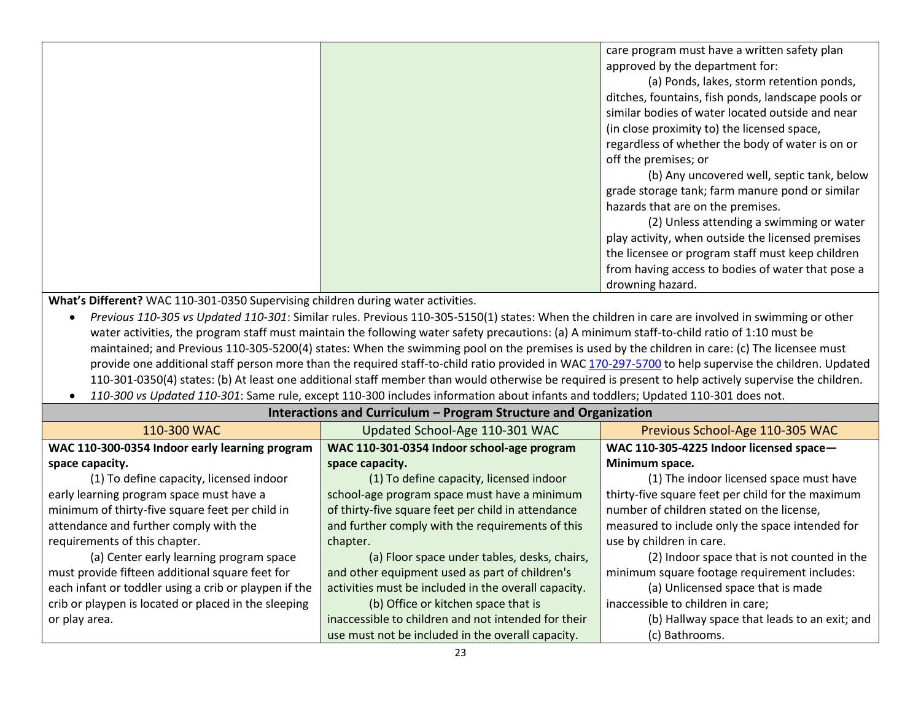| | | |
|---|---|---|
| | | care program must have a written safety plan approved by the department for:<br>(a) Ponds, lakes, storm retention ponds, ditches, fountains, fish ponds, landscape pools or similar bodies of water located outside and near (in close proximity to) the licensed space, regardless of whether the body of water is on or off the premises; or<br>(b) Any uncovered well, septic tank, below grade storage tank; farm manure pond or similar hazards that are on the premises.<br>(2) Unless attending a swimming or water play activity, when outside the licensed premises the licensee or program staff must keep children from having access to bodies of water that pose a drowning hazard. |

**What's Different?** WAC 110-301-0350 Supervising children during water activities.

- *Previous 110-305 vs Updated 110-301*: Similar rules. Previous 110-305-5150(1) states: When the children in care are involved in swimming or other water activities, the program staff must maintain the following water safety precautions: (a) A minimum staff-to-child ratio of 1:10 must be maintained; and Previous 110-305-5200(4) states: When the swimming pool on the premises is used by the children in care: (c) The licensee must provide one additional staff person more than the required staff-to-child ratio provided in WAC 170-297-5700 to help supervise the children. Updated 110-301-0350(4) states: (b) At least one additional staff member than would otherwise be required is present to help actively supervise the children.
- *110-300 vs Updated 110-301*: Same rule, except 110-300 includes information about infants and toddlers; Updated 110-301 does not.

**Interactions and Curriculum – Program Structure and Organization**

| 110-300 WAC | Updated School-Age 110-301 WAC | Previous School-Age 110-305 WAC |
|---|---|---|
| **WAC 110-300-0354 Indoor early learning program space capacity.**<br>(1) To define capacity, licensed indoor early learning program space must have a minimum of thirty-five square feet per child in attendance and further comply with the requirements of this chapter.<br>(a) Center early learning program space must provide fifteen additional square feet for each infant or toddler using a crib or playpen if the crib or playpen is located or placed in the sleeping or play area. | **WAC 110-301-0354 Indoor school-age program space capacity.**<br>(1) To define capacity, licensed indoor school-age program space must have a minimum of thirty-five square feet per child in attendance and further comply with the requirements of this chapter.<br>(a) Floor space under tables, desks, chairs, and other equipment used as part of children's activities must be included in the overall capacity.<br>(b) Office or kitchen space that is inaccessible to children and not intended for their use must not be included in the overall capacity. | **WAC 110-305-4225 Indoor licensed space—Minimum space.**<br>(1) The indoor licensed space must have thirty-five square feet per child for the maximum number of children stated on the license, measured to include only the space intended for use by children in care.<br>(2) Indoor space that is not counted in the minimum square footage requirement includes:<br>(a) Unlicensed space that is made inaccessible to children in care;<br>(b) Hallway space that leads to an exit; and<br>(c) Bathrooms. |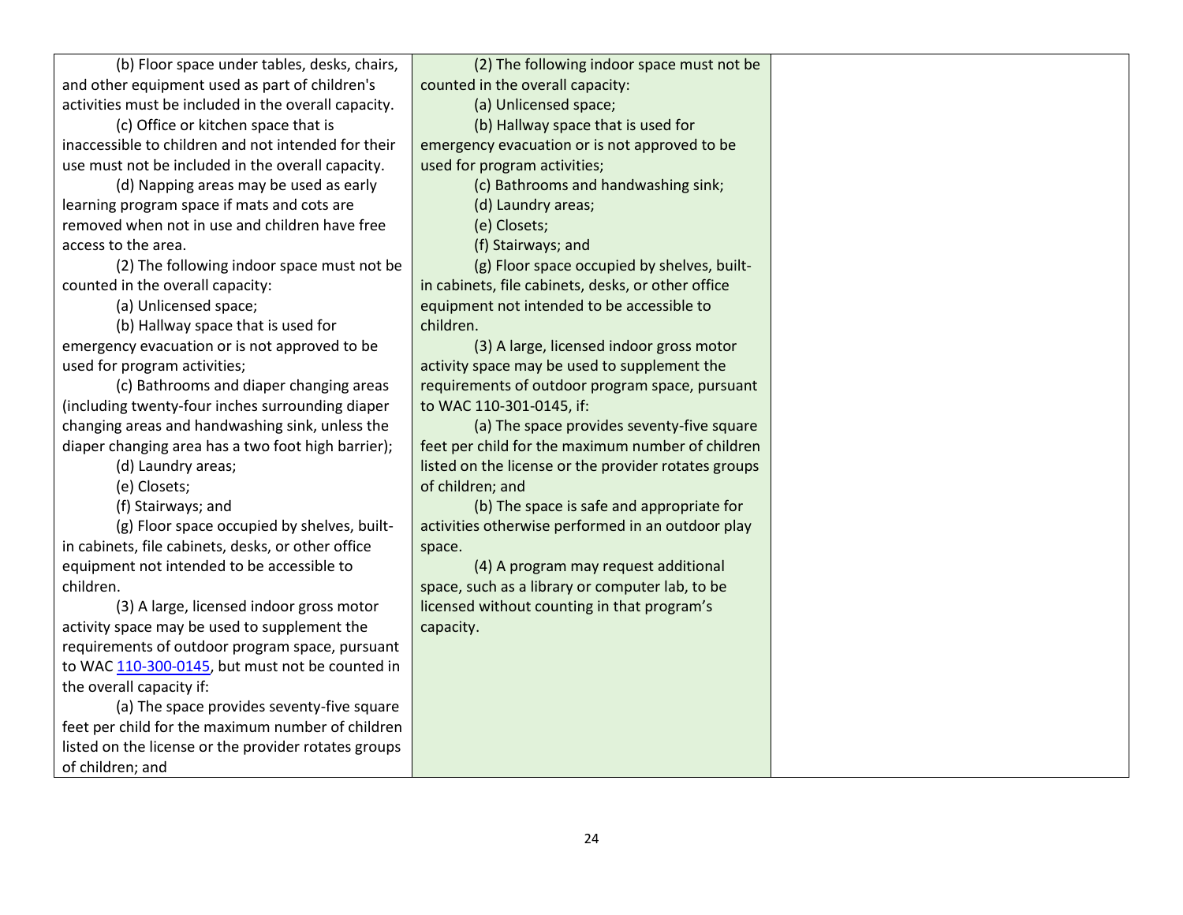| | | |
|---|---|---|
| (b) Floor space under tables, desks, chairs, and other equipment used as part of children's activities must be included in the overall capacity.<br><br>(c) Office or kitchen space that is inaccessible to children and not intended for their use must not be included in the overall capacity.<br><br>(d) Napping areas may be used as early learning program space if mats and cots are removed when not in use and children have free access to the area.<br><br>(2) The following indoor space must not be counted in the overall capacity:<br><br>(a) Unlicensed space;<br><br>(b) Hallway space that is used for emergency evacuation or is not approved to be used for program activities;<br><br>(c) Bathrooms and diaper changing areas (including twenty-four inches surrounding diaper changing areas and handwashing sink, unless the diaper changing area has a two foot high barrier);<br><br>(d) Laundry areas;<br><br>(e) Closets;<br><br>(f) Stairways; and<br><br>(g) Floor space occupied by shelves, built-in cabinets, file cabinets, desks, or other office equipment not intended to be accessible to children.<br><br>(3) A large, licensed indoor gross motor activity space may be used to supplement the requirements of outdoor program space, pursuant to WAC 110-300-0145, but must not be counted in the overall capacity if:<br><br>(a) The space provides seventy-five square feet per child for the maximum number of children listed on the license or the provider rotates groups of children; and | (2) The following indoor space must not be counted in the overall capacity:<br><br>(a) Unlicensed space;<br><br>(b) Hallway space that is used for emergency evacuation or is not approved to be used for program activities;<br><br>(c) Bathrooms and handwashing sink;<br><br>(d) Laundry areas;<br><br>(e) Closets;<br><br>(f) Stairways; and<br><br>(g) Floor space occupied by shelves, built-in cabinets, file cabinets, desks, or other office equipment not intended to be accessible to children.<br><br>(3) A large, licensed indoor gross motor activity space may be used to supplement the requirements of outdoor program space, pursuant to WAC 110-301-0145, if:<br><br>(a) The space provides seventy-five square feet per child for the maximum number of children listed on the license or the provider rotates groups of children; and<br><br>(b) The space is safe and appropriate for activities otherwise performed in an outdoor play space.<br><br>(4) A program may request additional space, such as a library or computer lab, to be licensed without counting in that program's capacity. | |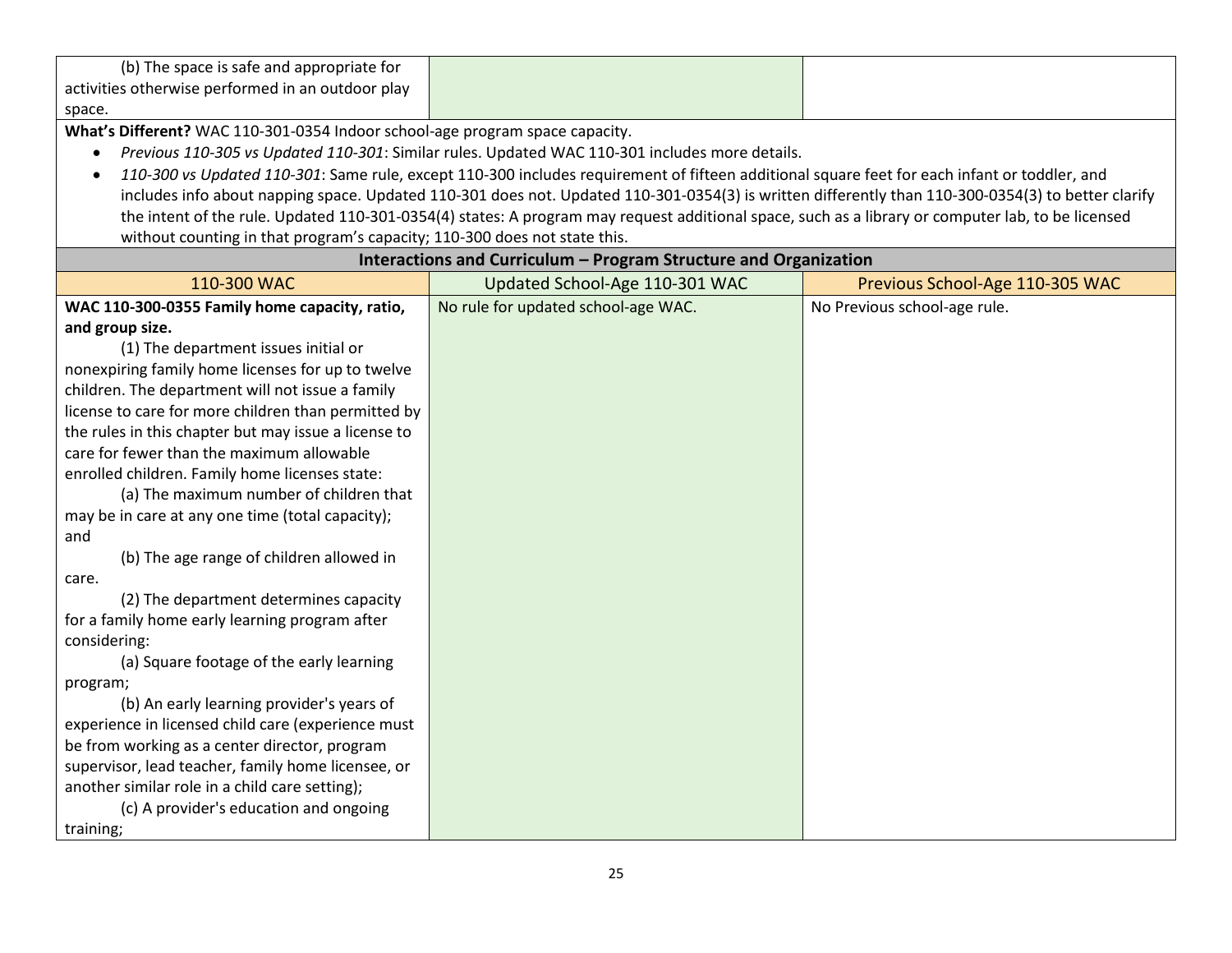| | | |
|---|---|---|
| (b) The space is safe and appropriate for activities otherwise performed in an outdoor play space. | | |

**What's Different?** WAC 110-301-0354 Indoor school-age program space capacity.

- *Previous 110-305 vs Updated 110-301*: Similar rules. Updated WAC 110-301 includes more details.
- *110-300 vs Updated 110-301*: Same rule, except 110-300 includes requirement of fifteen additional square feet for each infant or toddler, and includes info about napping space. Updated 110-301 does not. Updated 110-301-0354(3) is written differently than 110-300-0354(3) to better clarify the intent of the rule. Updated 110-301-0354(4) states: A program may request additional space, such as a library or computer lab, to be licensed without counting in that program's capacity; 110-300 does not state this.

**Interactions and Curriculum – Program Structure and Organization**

| 110-300 WAC | Updated School-Age 110-301 WAC | Previous School-Age 110-305 WAC |
|---|---|---|
| **WAC 110-300-0355 Family home capacity, ratio, and group size.**<br>(1) The department issues initial or nonexpiring family home licenses for up to twelve children. The department will not issue a family license to care for more children than permitted by the rules in this chapter but may issue a license to care for fewer than the maximum allowable enrolled children. Family home licenses state:<br>(a) The maximum number of children that may be in care at any one time (total capacity); and<br>(b) The age range of children allowed in care.<br>(2) The department determines capacity for a family home early learning program after considering:<br>(a) Square footage of the early learning program;<br>(b) An early learning provider's years of experience in licensed child care (experience must be from working as a center director, program supervisor, lead teacher, family home licensee, or another similar role in a child care setting);<br>(c) A provider's education and ongoing training; | No rule for updated school-age WAC. | No Previous school-age rule. |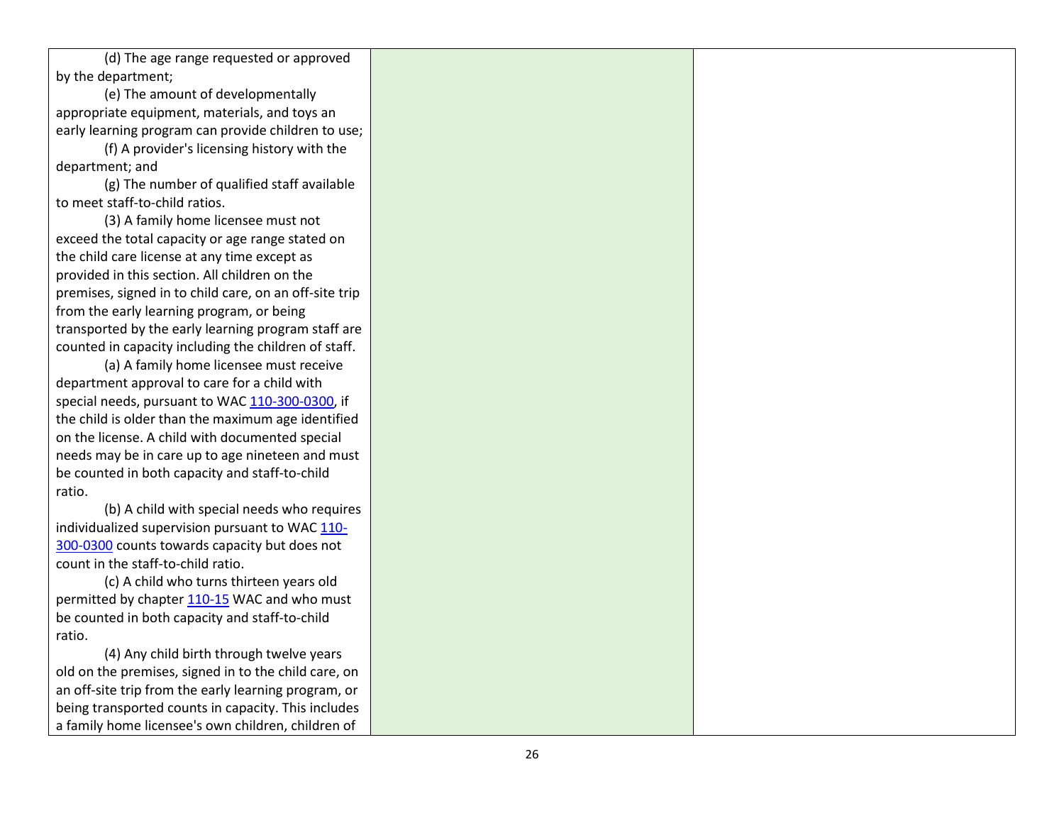| | | |
|---|---|---|
| (d) The age range requested or approved by the department;<br>(e) The amount of developmentally appropriate equipment, materials, and toys an early learning program can provide children to use;<br>(f) A provider's licensing history with the department; and<br>(g) The number of qualified staff available to meet staff-to-child ratios.<br>(3) A family home licensee must not exceed the total capacity or age range stated on the child care license at any time except as provided in this section. All children on the premises, signed in to child care, on an off-site trip from the early learning program, or being transported by the early learning program staff are counted in capacity including the children of staff.<br>(a) A family home licensee must receive department approval to care for a child with special needs, pursuant to WAC 110-300-0300, if the child is older than the maximum age identified on the license. A child with documented special needs may be in care up to age nineteen and must be counted in both capacity and staff-to-child ratio.<br>(b) A child with special needs who requires individualized supervision pursuant to WAC 110-300-0300 counts towards capacity but does not count in the staff-to-child ratio.<br>(c) A child who turns thirteen years old permitted by chapter 110-15 WAC and who must be counted in both capacity and staff-to-child ratio.<br>(4) Any child birth through twelve years old on the premises, signed in to the child care, on an off-site trip from the early learning program, or being transported counts in capacity. This includes a family home licensee's own children, children of | | |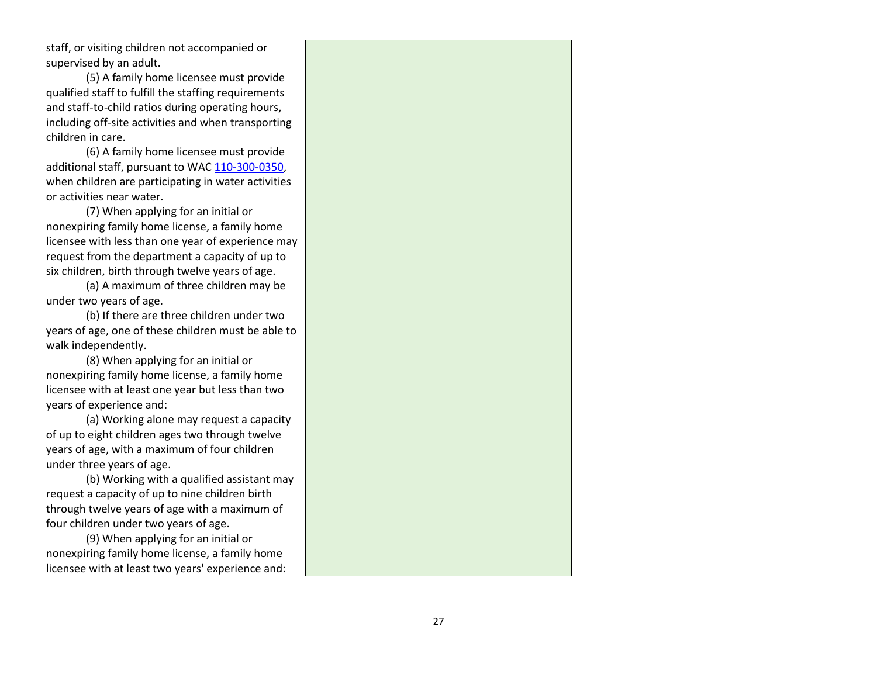| | | |
|---|---|---|
| staff, or visiting children not accompanied or supervised by an adult.<br><br>(5) A family home licensee must provide qualified staff to fulfill the staffing requirements and staff-to-child ratios during operating hours, including off-site activities and when transporting children in care.<br><br>(6) A family home licensee must provide additional staff, pursuant to WAC 110-300-0350, when children are participating in water activities or activities near water.<br><br>(7) When applying for an initial or nonexpiring family home license, a family home licensee with less than one year of experience may request from the department a capacity of up to six children, birth through twelve years of age.<br><br>(a) A maximum of three children may be under two years of age.<br><br>(b) If there are three children under two years of age, one of these children must be able to walk independently.<br><br>(8) When applying for an initial or nonexpiring family home license, a family home licensee with at least one year but less than two years of experience and:<br><br>(a) Working alone may request a capacity of up to eight children ages two through twelve years of age, with a maximum of four children under three years of age.<br><br>(b) Working with a qualified assistant may request a capacity of up to nine children birth through twelve years of age with a maximum of four children under two years of age.<br><br>(9) When applying for an initial or nonexpiring family home license, a family home licensee with at least two years' experience and: | | |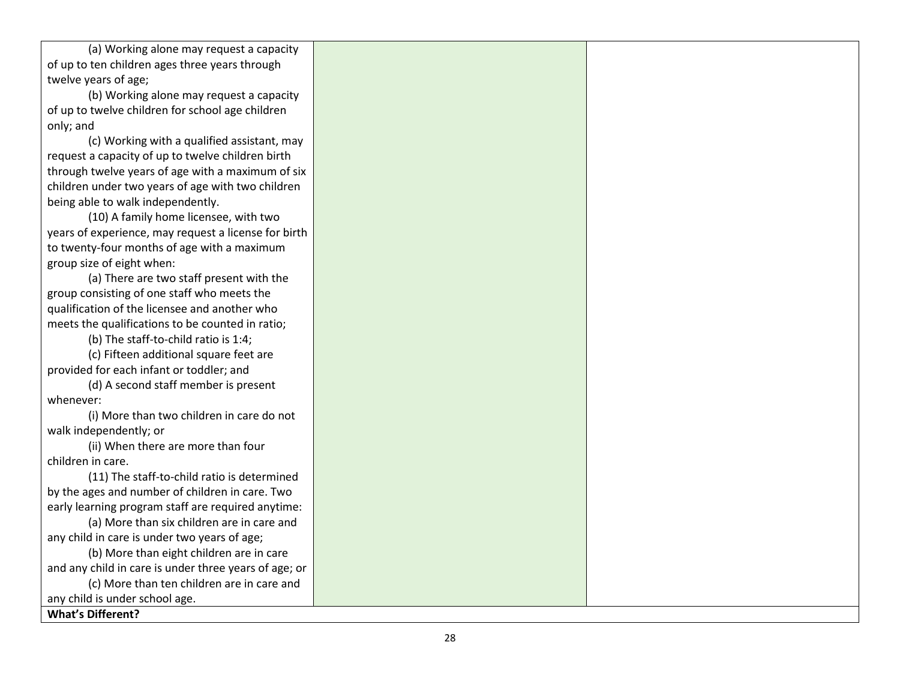| | | |
|---|---|---|
| (a) Working alone may request a capacity of up to ten children ages three years through twelve years of age;<br>(b) Working alone may request a capacity of up to twelve children for school age children only; and<br>(c) Working with a qualified assistant, may request a capacity of up to twelve children birth through twelve years of age with a maximum of six children under two years of age with two children being able to walk independently.<br>(10) A family home licensee, with two years of experience, may request a license for birth to twenty-four months of age with a maximum group size of eight when:<br>(a) There are two staff present with the group consisting of one staff who meets the qualification of the licensee and another who meets the qualifications to be counted in ratio;<br>(b) The staff-to-child ratio is 1:4;<br>(c) Fifteen additional square feet are provided for each infant or toddler; and<br>(d) A second staff member is present whenever:<br>(i) More than two children in care do not walk independently; or<br>(ii) When there are more than four children in care.<br>(11) The staff-to-child ratio is determined by the ages and number of children in care. Two early learning program staff are required anytime:<br>(a) More than six children are in care and any child in care is under two years of age;<br>(b) More than eight children are in care and any child in care is under three years of age; or<br>(c) More than ten children are in care and any child is under school age. | | |
| **What's Different?** | | |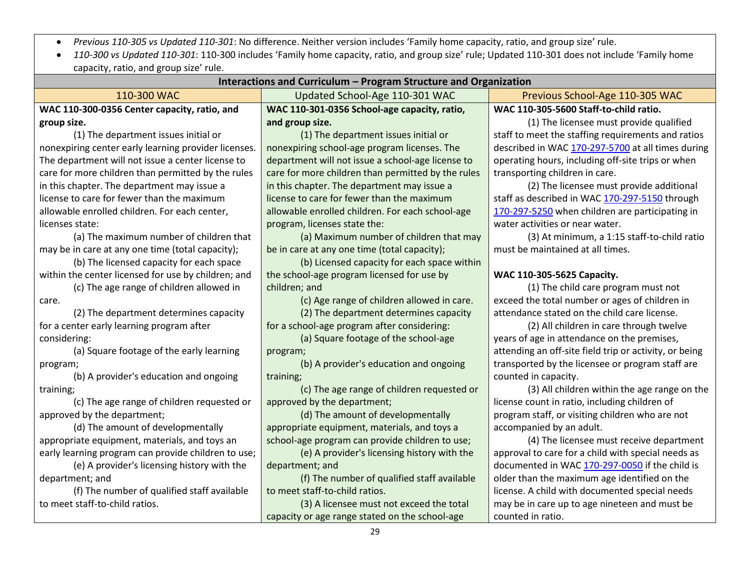- *Previous 110-305 vs Updated 110-301*: No difference. Neither version includes 'Family home capacity, ratio, and group size' rule.
- *110-300 vs Updated 110-301*: 110-300 includes 'Family home capacity, ratio, and group size' rule; Updated 110-301 does not include 'Family home capacity, ratio, and group size' rule.

| Interactions and Curriculum – Program Structure and Organization | | |
|---|---|---|
| 110-300 WAC | Updated School-Age 110-301 WAC | Previous School-Age 110-305 WAC |
| **WAC 110-300-0356 Center capacity, ratio, and group size.**<br>(1) The department issues initial or nonexpiring center early learning provider licenses. The department will not issue a center license to care for more children than permitted by the rules in this chapter. The department may issue a license to care for fewer than the maximum allowable enrolled children. For each center, licenses state:<br>(a) The maximum number of children that may be in care at any one time (total capacity);<br>(b) The licensed capacity for each space within the center licensed for use by children; and<br>(c) The age range of children allowed in care.<br>(2) The department determines capacity for a center early learning program after considering:<br>(a) Square footage of the early learning program;<br>(b) A provider's education and ongoing training;<br>(c) The age range of children requested or approved by the department;<br>(d) The amount of developmentally appropriate equipment, materials, and toys an early learning program can provide children to use;<br>(e) A provider's licensing history with the department; and<br>(f) The number of qualified staff available to meet staff-to-child ratios. | **WAC 110-301-0356 School-age capacity, ratio, and group size.**<br>(1) The department issues initial or nonexpiring school-age program licenses. The department will not issue a school-age license to care for more children than permitted by the rules in this chapter. The department may issue a license to care for fewer than the maximum allowable enrolled children. For each school-age program, licenses state the:<br>(a) Maximum number of children that may be in care at any one time (total capacity);<br>(b) Licensed capacity for each space within the school-age program licensed for use by children; and<br>(c) Age range of children allowed in care.<br>(2) The department determines capacity for a school-age program after considering:<br>(a) Square footage of the school-age program;<br>(b) A provider's education and ongoing training;<br>(c) The age range of children requested or approved by the department;<br>(d) The amount of developmentally appropriate equipment, materials, and toys a school-age program can provide children to use;<br>(e) A provider's licensing history with the department; and<br>(f) The number of qualified staff available to meet staff-to-child ratios.<br>(3) A licensee must not exceed the total capacity or age range stated on the school-age | **WAC 110-305-5600 Staff-to-child ratio.**<br>(1) The licensee must provide qualified staff to meet the staffing requirements and ratios described in WAC 170-297-5700 at all times during operating hours, including off-site trips or when transporting children in care.<br>(2) The licensee must provide additional staff as described in WAC 170-297-5150 through 170-297-5250 when children are participating in water activities or near water.<br>(3) At minimum, a 1:15 staff-to-child ratio must be maintained at all times.<br><br>**WAC 110-305-5625 Capacity.**<br>(1) The child care program must not exceed the total number or ages of children in attendance stated on the child care license.<br>(2) All children in care through twelve years of age in attendance on the premises, attending an off-site field trip or activity, or being transported by the licensee or program staff are counted in capacity.<br>(3) All children within the age range on the license count in ratio, including children of program staff, or visiting children who are not accompanied by an adult.<br>(4) The licensee must receive department approval to care for a child with special needs as documented in WAC 170-297-0050 if the child is older than the maximum age identified on the license. A child with documented special needs may be in care up to age nineteen and must be counted in ratio. |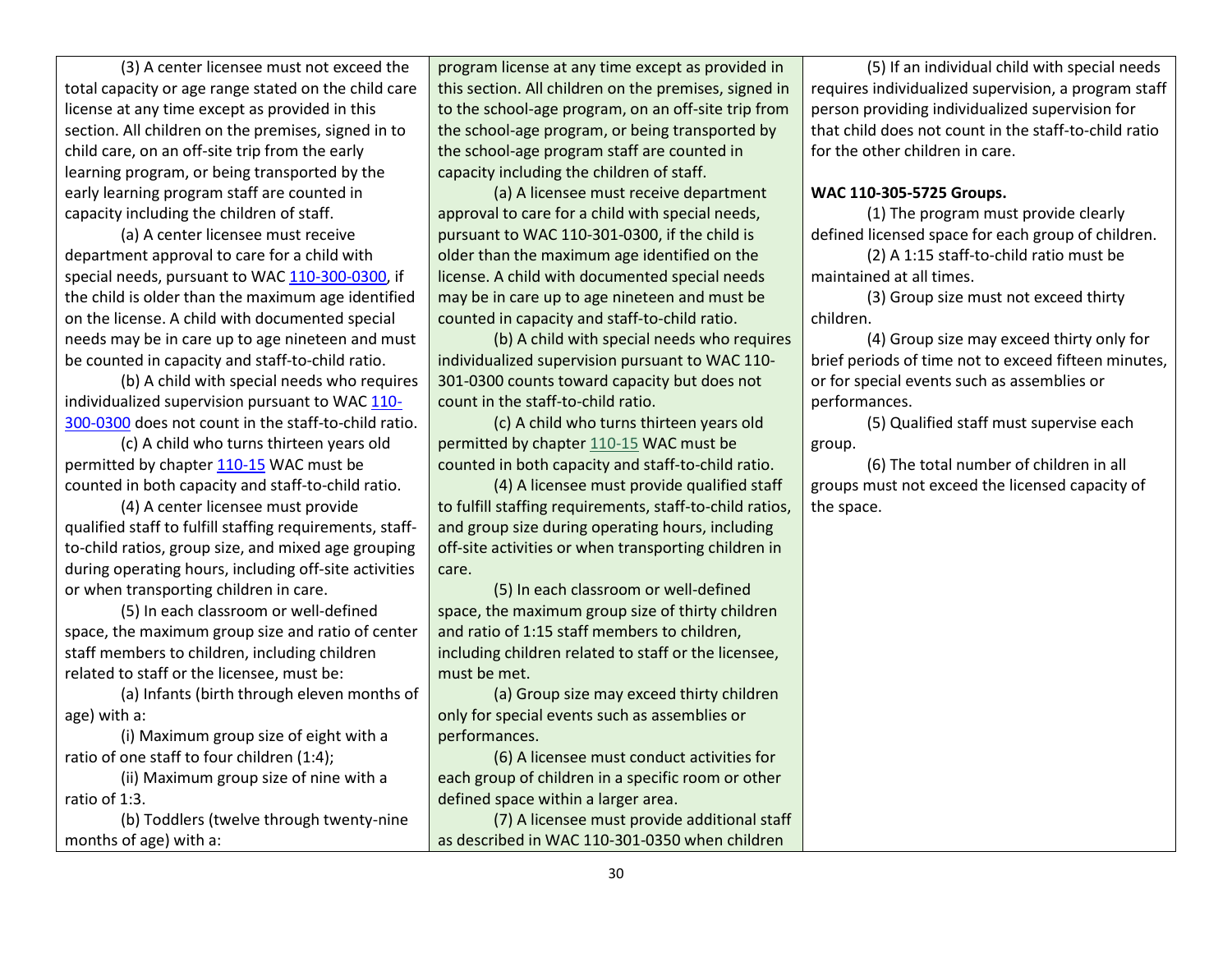(3) A center licensee must not exceed the total capacity or age range stated on the child care license at any time except as provided in this section. All children on the premises, signed in to child care, on an off-site trip from the early learning program, or being transported by the early learning program staff are counted in capacity including the children of staff.

(a) A center licensee must receive department approval to care for a child with special needs, pursuant to WAC 110-300-0300, if the child is older than the maximum age identified on the license. A child with documented special needs may be in care up to age nineteen and must be counted in capacity and staff-to-child ratio.

(b) A child with special needs who requires individualized supervision pursuant to WAC 110-300-0300 does not count in the staff-to-child ratio.

(c) A child who turns thirteen years old permitted by chapter 110-15 WAC must be counted in both capacity and staff-to-child ratio.

(4) A center licensee must provide qualified staff to fulfill staffing requirements, staff-to-child ratios, group size, and mixed age grouping during operating hours, including off-site activities or when transporting children in care.

(5) In each classroom or well-defined space, the maximum group size and ratio of center staff members to children, including children related to staff or the licensee, must be:

(a) Infants (birth through eleven months of age) with a:

(i) Maximum group size of eight with a ratio of one staff to four children (1:4);

(ii) Maximum group size of nine with a ratio of 1:3.

(b) Toddlers (twelve through twenty-nine months of age) with a:

program license at any time except as provided in this section. All children on the premises, signed in to the school-age program, on an off-site trip from the school-age program, or being transported by the school-age program staff are counted in capacity including the children of staff.

(a) A licensee must receive department approval to care for a child with special needs, pursuant to WAC 110-301-0300, if the child is older than the maximum age identified on the license. A child with documented special needs may be in care up to age nineteen and must be counted in capacity and staff-to-child ratio.

(b) A child with special needs who requires individualized supervision pursuant to WAC 110-301-0300 counts toward capacity but does not count in the staff-to-child ratio.

(c) A child who turns thirteen years old permitted by chapter 110-15 WAC must be counted in both capacity and staff-to-child ratio.

(4) A licensee must provide qualified staff to fulfill staffing requirements, staff-to-child ratios, and group size during operating hours, including off-site activities or when transporting children in care.

(5) In each classroom or well-defined space, the maximum group size of thirty children and ratio of 1:15 staff members to children, including children related to staff or the licensee, must be met.

(a) Group size may exceed thirty children only for special events such as assemblies or performances.

(6) A licensee must conduct activities for each group of children in a specific room or other defined space within a larger area.

(7) A licensee must provide additional staff as described in WAC 110-301-0350 when children

(5) If an individual child with special needs requires individualized supervision, a program staff person providing individualized supervision for that child does not count in the staff-to-child ratio for the other children in care.

**WAC 110-305-5725 Groups.**

(1) The program must provide clearly defined licensed space for each group of children.

(2) A 1:15 staff-to-child ratio must be maintained at all times.

(3) Group size must not exceed thirty children.

(4) Group size may exceed thirty only for brief periods of time not to exceed fifteen minutes, or for special events such as assemblies or performances.

(5) Qualified staff must supervise each group.

(6) The total number of children in all groups must not exceed the licensed capacity of the space.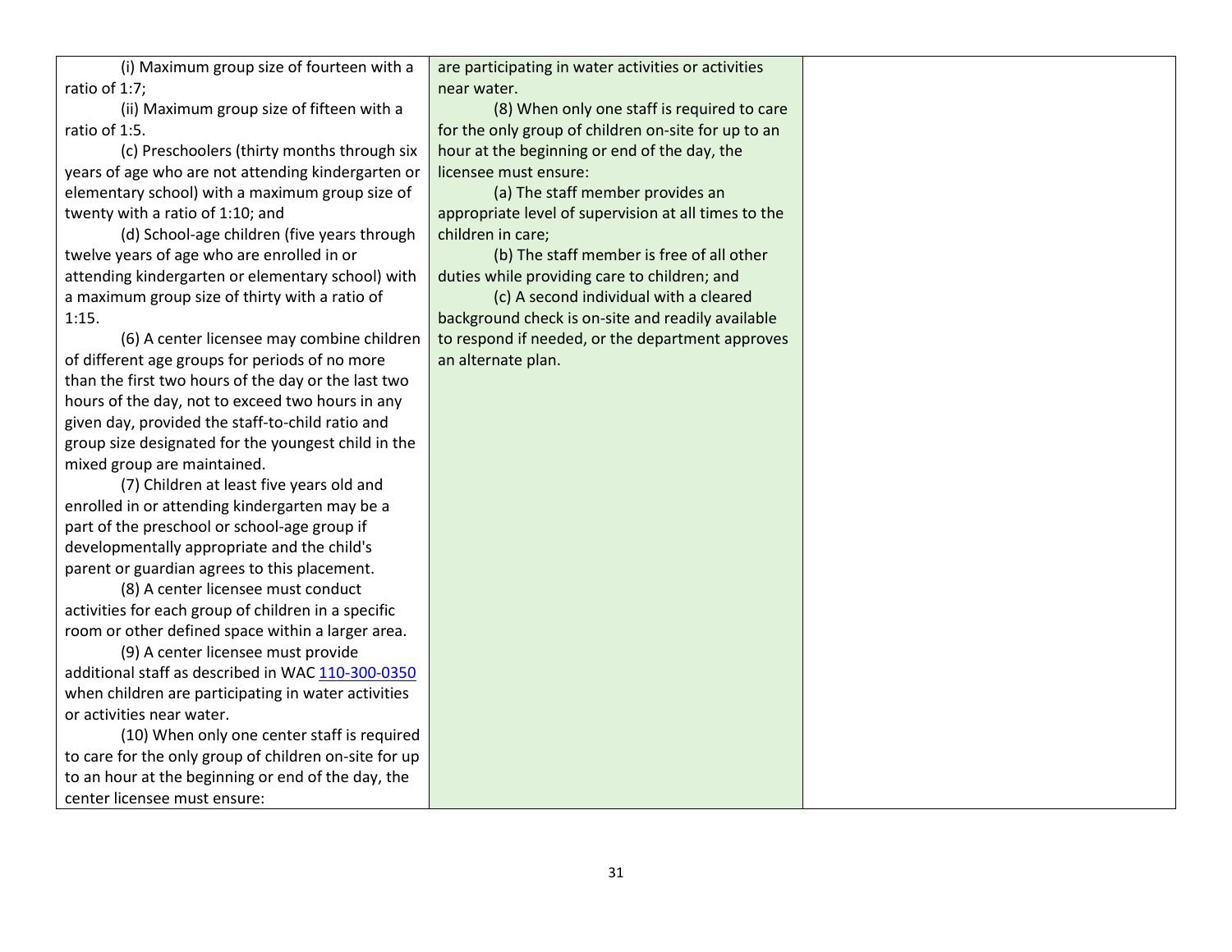| | | |
|---|---|---|
| (i) Maximum group size of fourteen with a ratio of 1:7;<br>(ii) Maximum group size of fifteen with a ratio of 1:5.<br>(c) Preschoolers (thirty months through six years of age who are not attending kindergarten or elementary school) with a maximum group size of twenty with a ratio of 1:10; and<br>(d) School-age children (five years through twelve years of age who are enrolled in or attending kindergarten or elementary school) with a maximum group size of thirty with a ratio of 1:15.<br>(6) A center licensee may combine children of different age groups for periods of no more than the first two hours of the day or the last two hours of the day, not to exceed two hours in any given day, provided the staff-to-child ratio and group size designated for the youngest child in the mixed group are maintained.<br>(7) Children at least five years old and enrolled in or attending kindergarten may be a part of the preschool or school-age group if developmentally appropriate and the child's parent or guardian agrees to this placement.<br>(8) A center licensee must conduct activities for each group of children in a specific room or other defined space within a larger area.<br>(9) A center licensee must provide additional staff as described in WAC 110-300-0350 when children are participating in water activities or activities near water.<br>(10) When only one center staff is required to care for the only group of children on-site for up to an hour at the beginning or end of the day, the center licensee must ensure: | are participating in water activities or activities near water.<br>(8) When only one staff is required to care for the only group of children on-site for up to an hour at the beginning or end of the day, the licensee must ensure:<br>(a) The staff member provides an appropriate level of supervision at all times to the children in care;<br>(b) The staff member is free of all other duties while providing care to children; and<br>(c) A second individual with a cleared background check is on-site and readily available to respond if needed, or the department approves an alternate plan. | |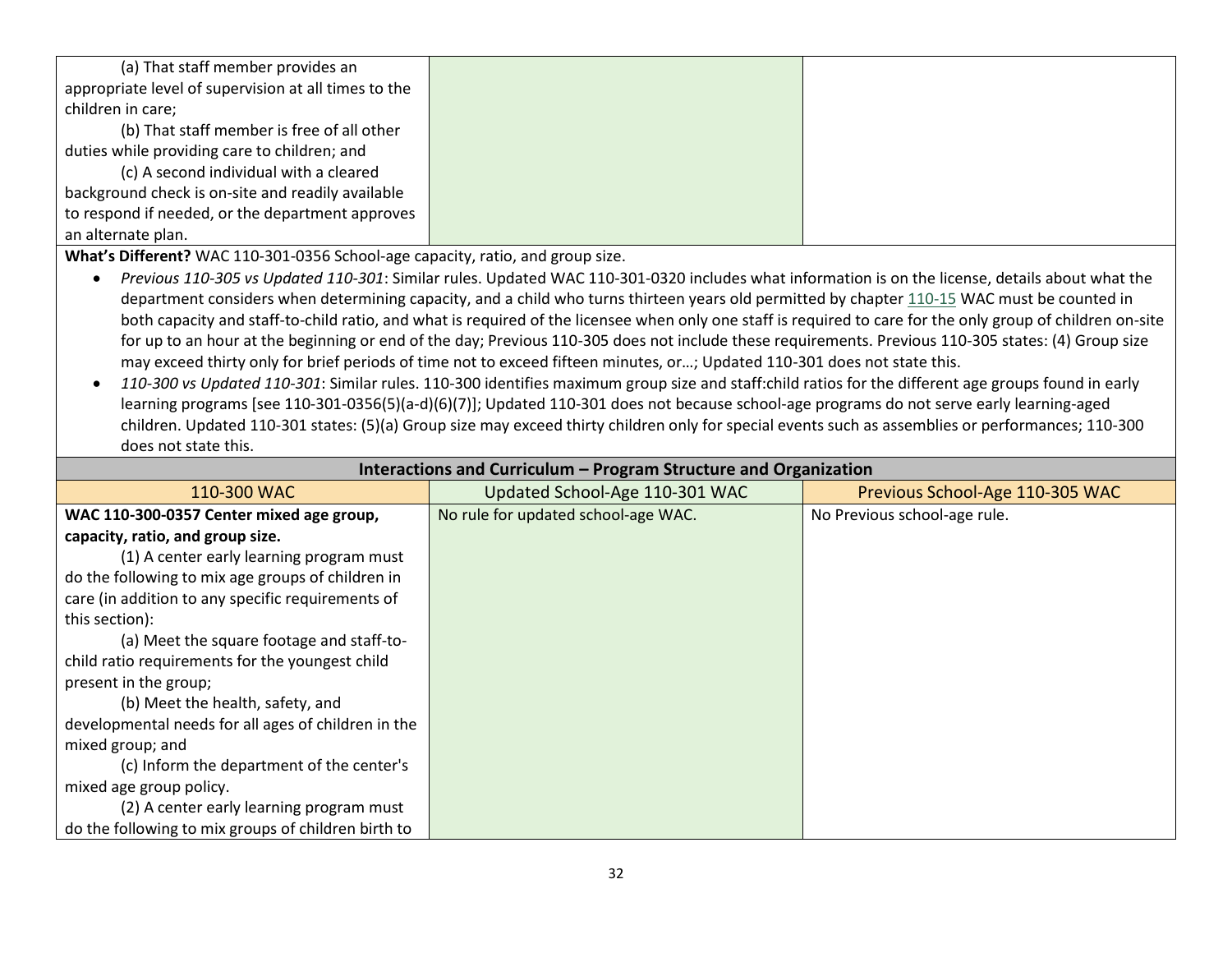| | | |
|---|---|---|
| (a) That staff member provides an appropriate level of supervision at all times to the children in care;<br>(b) That staff member is free of all other duties while providing care to children; and<br>(c) A second individual with a cleared background check is on-site and readily available to respond if needed, or the department approves an alternate plan. | | |

**What's Different?** WAC 110-301-0356 School-age capacity, ratio, and group size.

- *Previous 110-305 vs Updated 110-301*: Similar rules. Updated WAC 110-301-0320 includes what information is on the license, details about what the department considers when determining capacity, and a child who turns thirteen years old permitted by chapter 110-15 WAC must be counted in both capacity and staff-to-child ratio, and what is required of the licensee when only one staff is required to care for the only group of children on-site for up to an hour at the beginning or end of the day; Previous 110-305 does not include these requirements. Previous 110-305 states: (4) Group size may exceed thirty only for brief periods of time not to exceed fifteen minutes, or…; Updated 110-301 does not state this.
- *110-300 vs Updated 110-301*: Similar rules. 110-300 identifies maximum group size and staff:child ratios for the different age groups found in early learning programs [see 110-301-0356(5)(a-d)(6)(7)]; Updated 110-301 does not because school-age programs do not serve early learning-aged children. Updated 110-301 states: (5)(a) Group size may exceed thirty children only for special events such as assemblies or performances; 110-300 does not state this.

**Interactions and Curriculum – Program Structure and Organization**

| 110-300 WAC | Updated School-Age 110-301 WAC | Previous School-Age 110-305 WAC |
|---|---|---|
| **WAC 110-300-0357 Center mixed age group, capacity, ratio, and group size.**<br>(1) A center early learning program must do the following to mix age groups of children in care (in addition to any specific requirements of this section):<br>(a) Meet the square footage and staff-to-child ratio requirements for the youngest child present in the group;<br>(b) Meet the health, safety, and developmental needs for all ages of children in the mixed group; and<br>(c) Inform the department of the center's mixed age group policy.<br>(2) A center early learning program must do the following to mix groups of children birth to | No rule for updated school-age WAC. | No Previous school-age rule. |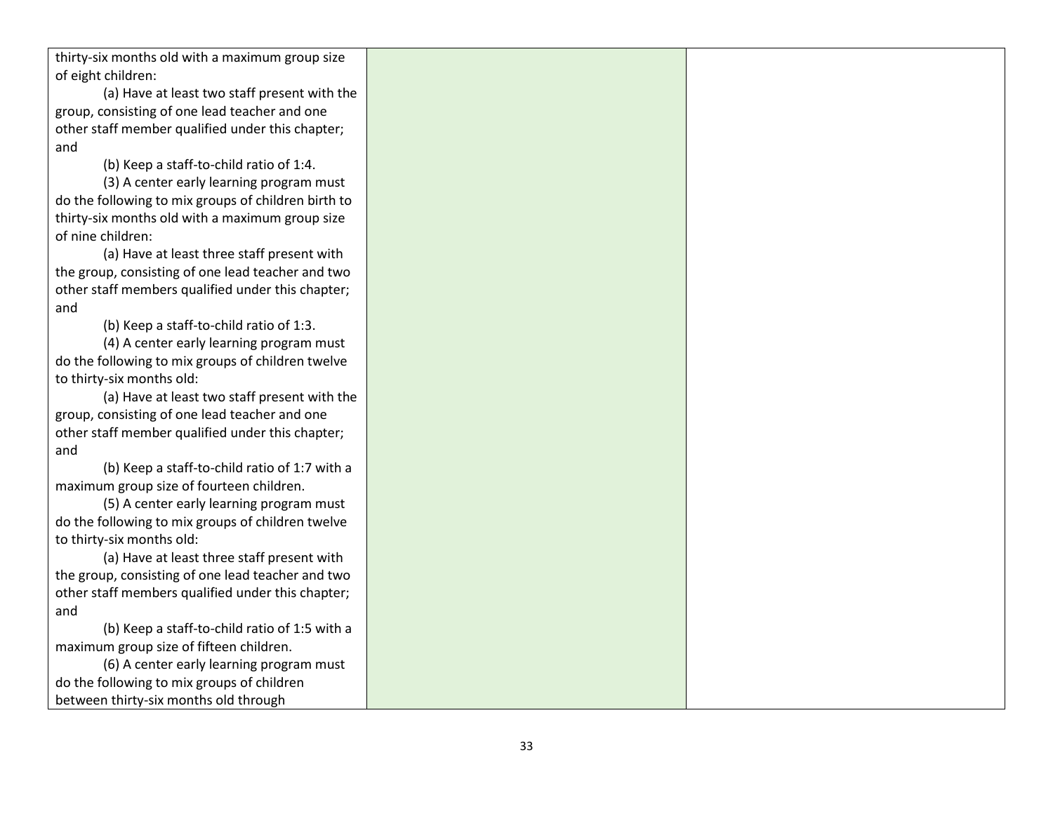| | | |
|---|---|---|
| thirty-six months old with a maximum group size of eight children:<br>(a) Have at least two staff present with the group, consisting of one lead teacher and one other staff member qualified under this chapter; and<br>(b) Keep a staff-to-child ratio of 1:4.<br>(3) A center early learning program must do the following to mix groups of children birth to thirty-six months old with a maximum group size of nine children:<br>(a) Have at least three staff present with the group, consisting of one lead teacher and two other staff members qualified under this chapter; and<br>(b) Keep a staff-to-child ratio of 1:3.<br>(4) A center early learning program must do the following to mix groups of children twelve to thirty-six months old:<br>(a) Have at least two staff present with the group, consisting of one lead teacher and one other staff member qualified under this chapter; and<br>(b) Keep a staff-to-child ratio of 1:7 with a maximum group size of fourteen children.<br>(5) A center early learning program must do the following to mix groups of children twelve to thirty-six months old:<br>(a) Have at least three staff present with the group, consisting of one lead teacher and two other staff members qualified under this chapter; and<br>(b) Keep a staff-to-child ratio of 1:5 with a maximum group size of fifteen children.<br>(6) A center early learning program must do the following to mix groups of children between thirty-six months old through | | |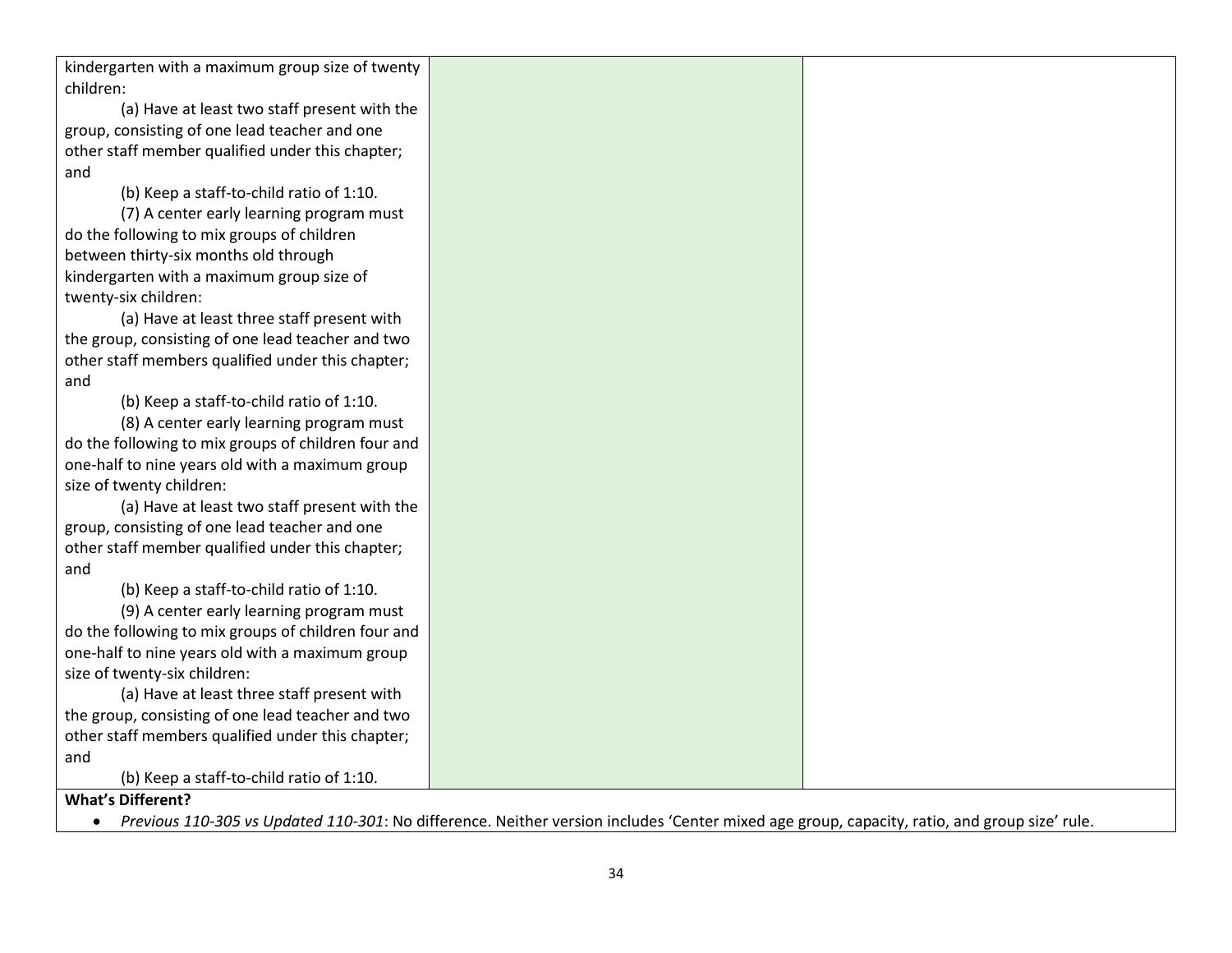| | | |
|---|---|---|
| kindergarten with a maximum group size of twenty children:<br>(a) Have at least two staff present with the group, consisting of one lead teacher and one other staff member qualified under this chapter; and<br>(b) Keep a staff-to-child ratio of 1:10.<br>(7) A center early learning program must do the following to mix groups of children between thirty-six months old through kindergarten with a maximum group size of twenty-six children:<br>(a) Have at least three staff present with the group, consisting of one lead teacher and two other staff members qualified under this chapter; and<br>(b) Keep a staff-to-child ratio of 1:10.<br>(8) A center early learning program must do the following to mix groups of children four and one-half to nine years old with a maximum group size of twenty children:<br>(a) Have at least two staff present with the group, consisting of one lead teacher and one other staff member qualified under this chapter; and<br>(b) Keep a staff-to-child ratio of 1:10.<br>(9) A center early learning program must do the following to mix groups of children four and one-half to nine years old with a maximum group size of twenty-six children:<br>(a) Have at least three staff present with the group, consisting of one lead teacher and two other staff members qualified under this chapter; and<br>(b) Keep a staff-to-child ratio of 1:10. | | |

**What's Different?**

- *Previous 110-305 vs Updated 110-301*: No difference. Neither version includes 'Center mixed age group, capacity, ratio, and group size' rule.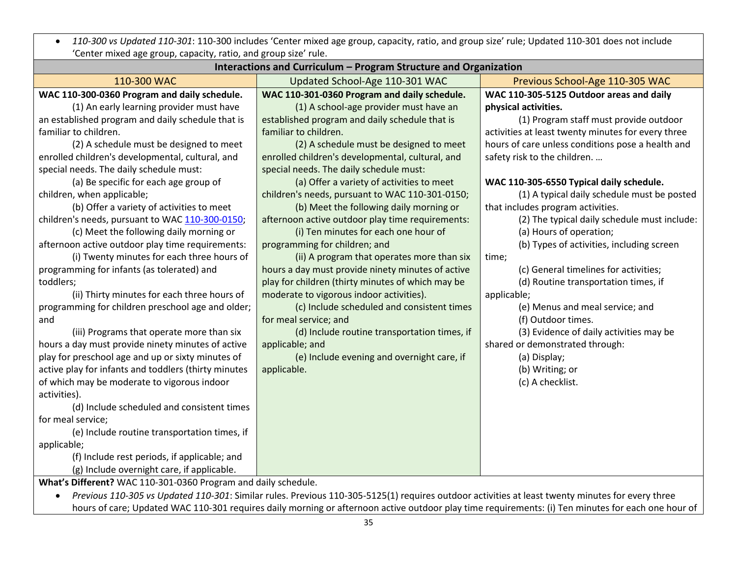- *110-300 vs Updated 110-301*: 110-300 includes 'Center mixed age group, capacity, ratio, and group size' rule; Updated 110-301 does not include 'Center mixed age group, capacity, ratio, and group size' rule.

## Interactions and Curriculum – Program Structure and Organization

| 110-300 WAC | Updated School-Age 110-301 WAC | Previous School-Age 110-305 WAC |
|---|---|---|
| **WAC 110-300-0360 Program and daily schedule.**<br>(1) An early learning provider must have an established program and daily schedule that is familiar to children.<br>(2) A schedule must be designed to meet enrolled children's developmental, cultural, and special needs. The daily schedule must:<br>(a) Be specific for each age group of children, when applicable;<br>(b) Offer a variety of activities to meet children's needs, pursuant to WAC [110-300-0150](110-300-0150);<br>(c) Meet the following daily morning or afternoon active outdoor play time requirements:<br>(i) Twenty minutes for each three hours of programming for infants (as tolerated) and toddlers;<br>(ii) Thirty minutes for each three hours of programming for children preschool age and older; and<br>(iii) Programs that operate more than six hours a day must provide ninety minutes of active play for preschool age and up or sixty minutes of active play for infants and toddlers (thirty minutes of which may be moderate to vigorous indoor activities).<br>(d) Include scheduled and consistent times for meal service;<br>(e) Include routine transportation times, if applicable;<br>(f) Include rest periods, if applicable; and<br>(g) Include overnight care, if applicable. | **WAC 110-301-0360 Program and daily schedule.**<br>(1) A school-age provider must have an established program and daily schedule that is familiar to children.<br>(2) A schedule must be designed to meet enrolled children's developmental, cultural, and special needs. The daily schedule must:<br>(a) Offer a variety of activities to meet children's needs, pursuant to WAC 110-301-0150;<br>(b) Meet the following daily morning or afternoon active outdoor play time requirements:<br>(i) Ten minutes for each one hour of programming for children; and<br>(ii) A program that operates more than six hours a day must provide ninety minutes of active play for children (thirty minutes of which may be moderate to vigorous indoor activities).<br>(c) Include scheduled and consistent times for meal service; and<br>(d) Include routine transportation times, if applicable; and<br>(e) Include evening and overnight care, if applicable. | **WAC 110-305-5125 Outdoor areas and daily physical activities.**<br>(1) Program staff must provide outdoor activities at least twenty minutes for every three hours of care unless conditions pose a health and safety risk to the children. …<br><br>**WAC 110-305-6550 Typical daily schedule.**<br>(1) A typical daily schedule must be posted that includes program activities.<br>(2) The typical daily schedule must include:<br>(a) Hours of operation;<br>(b) Types of activities, including screen time;<br>(c) General timelines for activities;<br>(d) Routine transportation times, if applicable;<br>(e) Menus and meal service; and<br>(f) Outdoor times.<br>(3) Evidence of daily activities may be shared or demonstrated through:<br>(a) Display;<br>(b) Writing; or<br>(c) A checklist. |

**What's Different?** WAC 110-301-0360 Program and daily schedule.

- *Previous 110-305 vs Updated 110-301*: Similar rules. Previous 110-305-5125(1) requires outdoor activities at least twenty minutes for every three hours of care; Updated WAC 110-301 requires daily morning or afternoon active outdoor play time requirements: (i) Ten minutes for each one hour of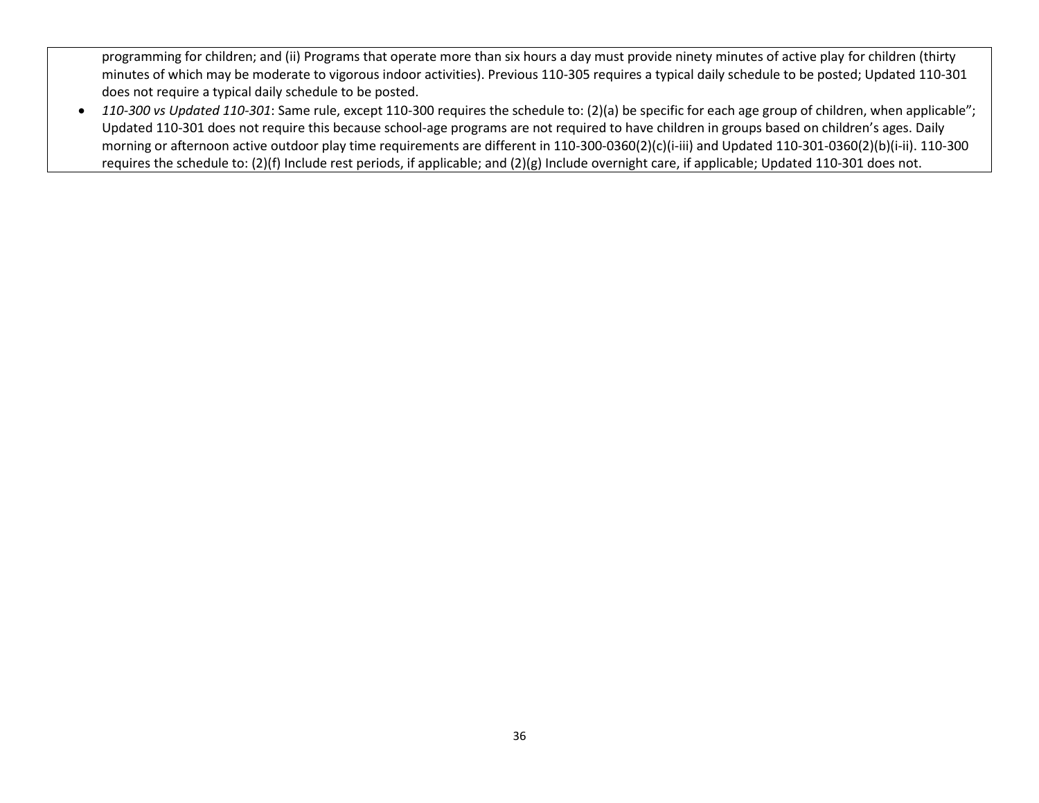programming for children; and (ii) Programs that operate more than six hours a day must provide ninety minutes of active play for children (thirty minutes of which may be moderate to vigorous indoor activities). Previous 110-305 requires a typical daily schedule to be posted; Updated 110-301 does not require a typical daily schedule to be posted.

- *110-300 vs Updated 110-301*: Same rule, except 110-300 requires the schedule to: (2)(a) be specific for each age group of children, when applicable"; Updated 110-301 does not require this because school-age programs are not required to have children in groups based on children's ages. Daily morning or afternoon active outdoor play time requirements are different in 110-300-0360(2)(c)(i-iii) and Updated 110-301-0360(2)(b)(i-ii). 110-300 requires the schedule to: (2)(f) Include rest periods, if applicable; and (2)(g) Include overnight care, if applicable; Updated 110-301 does not.